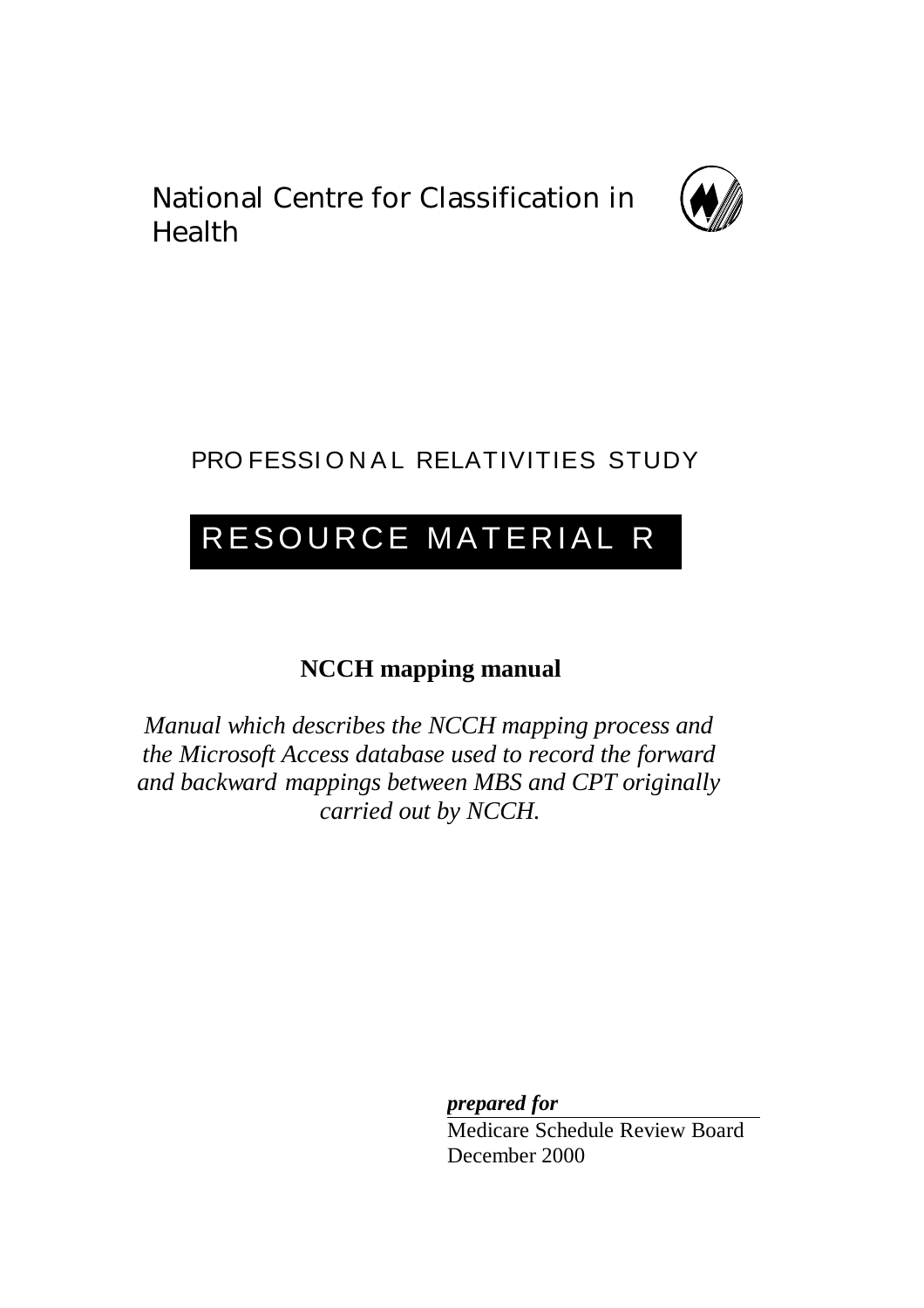National Centre for Classification in Health

PROFESSIONAL RELATIVITIES STUDY

# RESOURCE MATERIAL R

## NCCH mapping manual

*Manual which describes the NCCH mapping process and the Microsoft Access database used to record the forward and backward mappings between MBS and CPT originally carried out by NCCH.*

***prepared for***

Medicare Schedule Review Board
December 2000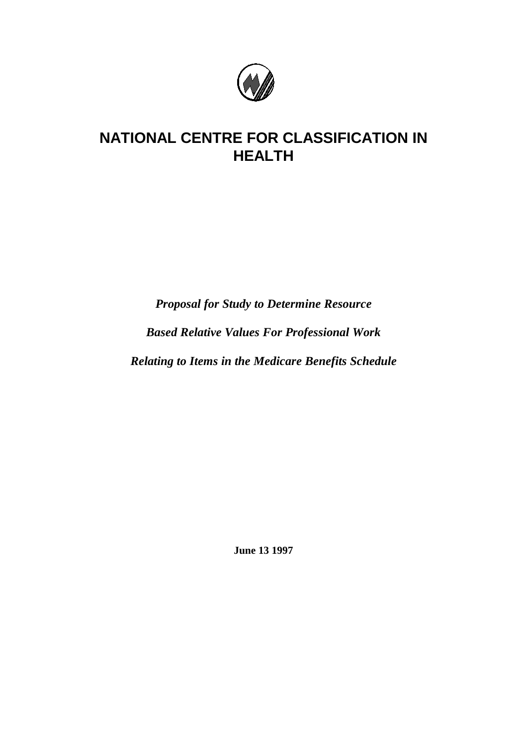# NATIONAL CENTRE FOR CLASSIFICATION IN HEALTH

***Proposal for Study to Determine Resource***

***Based Relative Values For Professional Work***

***Relating to Items in the Medicare Benefits Schedule***

**June 13 1997**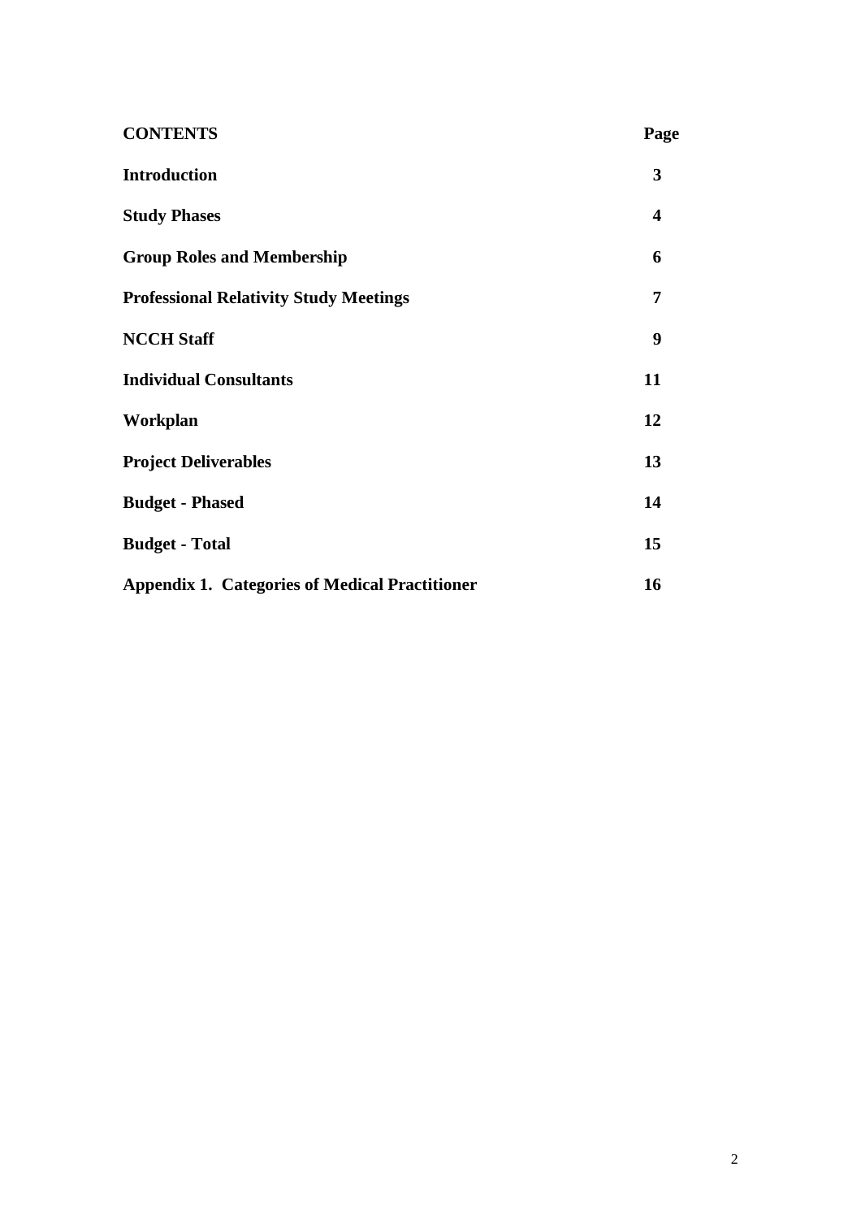| **CONTENTS** | **Page** |
| --- | --- |
| **Introduction** | **3** |
| **Study Phases** | **4** |
| **Group Roles and Membership** | **6** |
| **Professional Relativity Study Meetings** | **7** |
| **NCCH Staff** | **9** |
| **Individual Consultants** | **11** |
| **Workplan** | **12** |
| **Project Deliverables** | **13** |
| **Budget - Phased** | **14** |
| **Budget - Total** | **15** |
| **Appendix 1. Categories of Medical Practitioner** | **16** |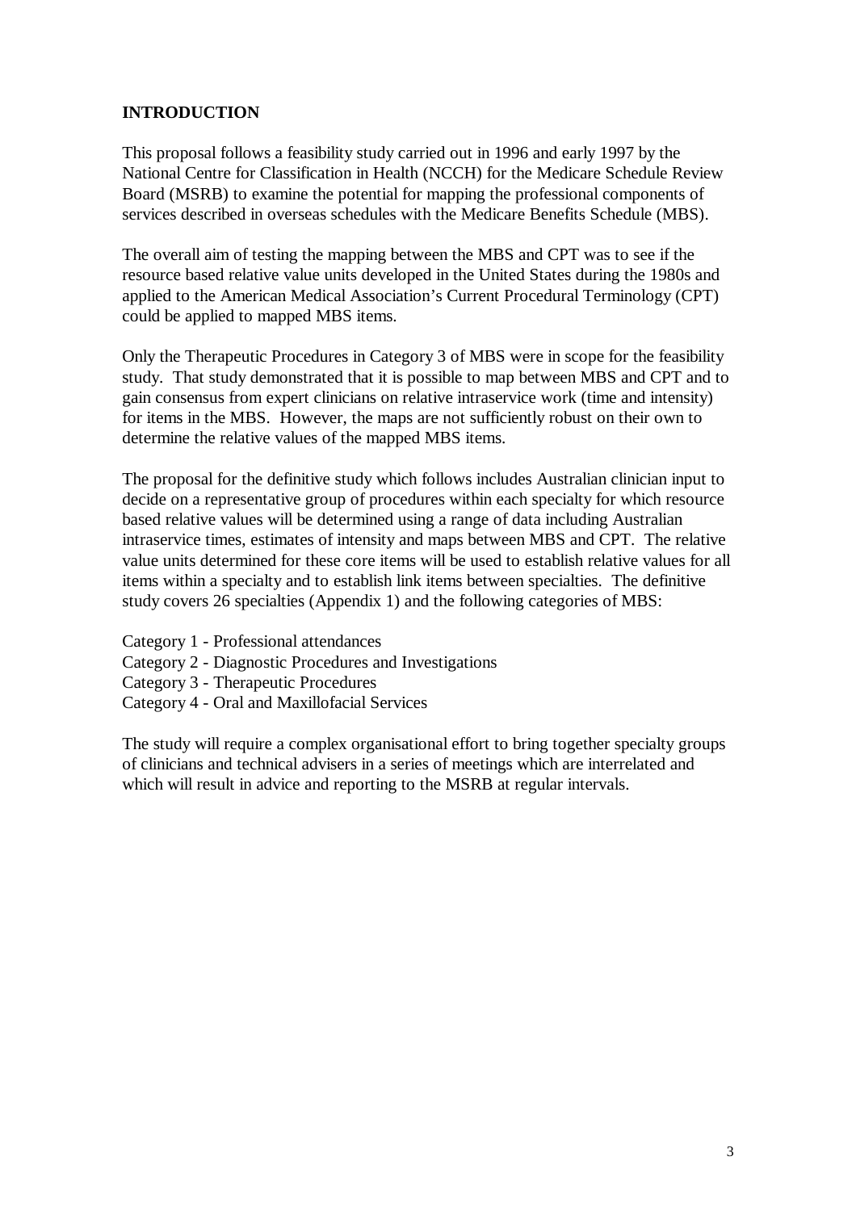# INTRODUCTION

This proposal follows a feasibility study carried out in 1996 and early 1997 by the National Centre for Classification in Health (NCCH) for the Medicare Schedule Review Board (MSRB) to examine the potential for mapping the professional components of services described in overseas schedules with the Medicare Benefits Schedule (MBS).

The overall aim of testing the mapping between the MBS and CPT was to see if the resource based relative value units developed in the United States during the 1980s and applied to the American Medical Association's Current Procedural Terminology (CPT) could be applied to mapped MBS items.

Only the Therapeutic Procedures in Category 3 of MBS were in scope for the feasibility study. That study demonstrated that it is possible to map between MBS and CPT and to gain consensus from expert clinicians on relative intraservice work (time and intensity) for items in the MBS. However, the maps are not sufficiently robust on their own to determine the relative values of the mapped MBS items.

The proposal for the definitive study which follows includes Australian clinician input to decide on a representative group of procedures within each specialty for which resource based relative values will be determined using a range of data including Australian intraservice times, estimates of intensity and maps between MBS and CPT. The relative value units determined for these core items will be used to establish relative values for all items within a specialty and to establish link items between specialties. The definitive study covers 26 specialties (Appendix 1) and the following categories of MBS:

Category 1 - Professional attendances
Category 2 - Diagnostic Procedures and Investigations
Category 3 - Therapeutic Procedures
Category 4 - Oral and Maxillofacial Services

The study will require a complex organisational effort to bring together specialty groups of clinicians and technical advisers in a series of meetings which are interrelated and which will result in advice and reporting to the MSRB at regular intervals.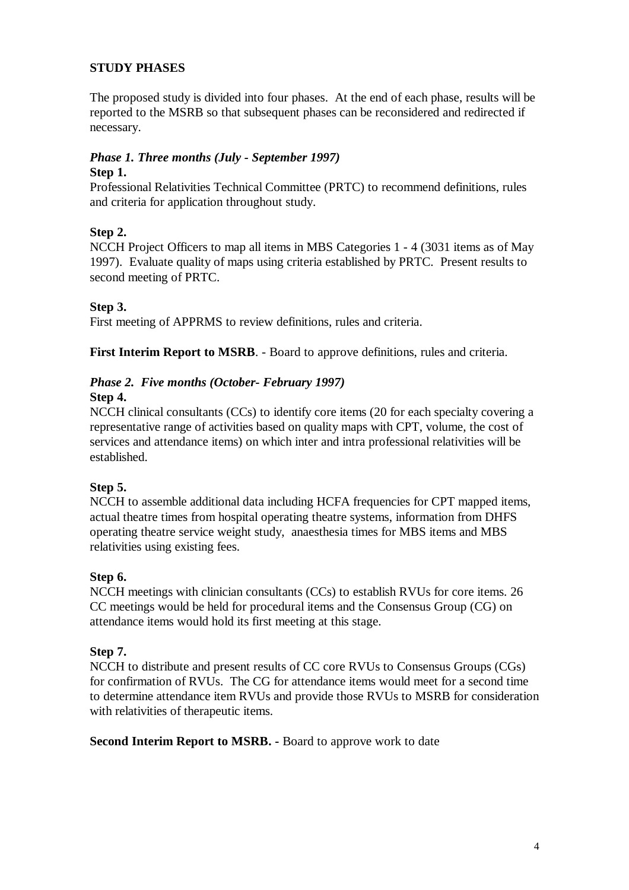**STUDY PHASES**

The proposed study is divided into four phases. At the end of each phase, results will be reported to the MSRB so that subsequent phases can be reconsidered and redirected if necessary.

***Phase 1. Three months (July - September 1997)***

**Step 1.**

Professional Relativities Technical Committee (PRTC) to recommend definitions, rules and criteria for application throughout study.

**Step 2.**

NCCH Project Officers to map all items in MBS Categories 1 - 4 (3031 items as of May 1997). Evaluate quality of maps using criteria established by PRTC. Present results to second meeting of PRTC.

**Step 3.**

First meeting of APPRMS to review definitions, rules and criteria.

**First Interim Report to MSRB**. - Board to approve definitions, rules and criteria.

***Phase 2. Five months (October- February 1997)***

**Step 4.**

NCCH clinical consultants (CCs) to identify core items (20 for each specialty covering a representative range of activities based on quality maps with CPT, volume, the cost of services and attendance items) on which inter and intra professional relativities will be established.

**Step 5.**

NCCH to assemble additional data including HCFA frequencies for CPT mapped items, actual theatre times from hospital operating theatre systems, information from DHFS operating theatre service weight study, anaesthesia times for MBS items and MBS relativities using existing fees.

**Step 6.**

NCCH meetings with clinician consultants (CCs) to establish RVUs for core items. 26 CC meetings would be held for procedural items and the Consensus Group (CG) on attendance items would hold its first meeting at this stage.

**Step 7.**

NCCH to distribute and present results of CC core RVUs to Consensus Groups (CGs) for confirmation of RVUs. The CG for attendance items would meet for a second time to determine attendance item RVUs and provide those RVUs to MSRB for consideration with relativities of therapeutic items.

**Second Interim Report to MSRB. -** Board to approve work to date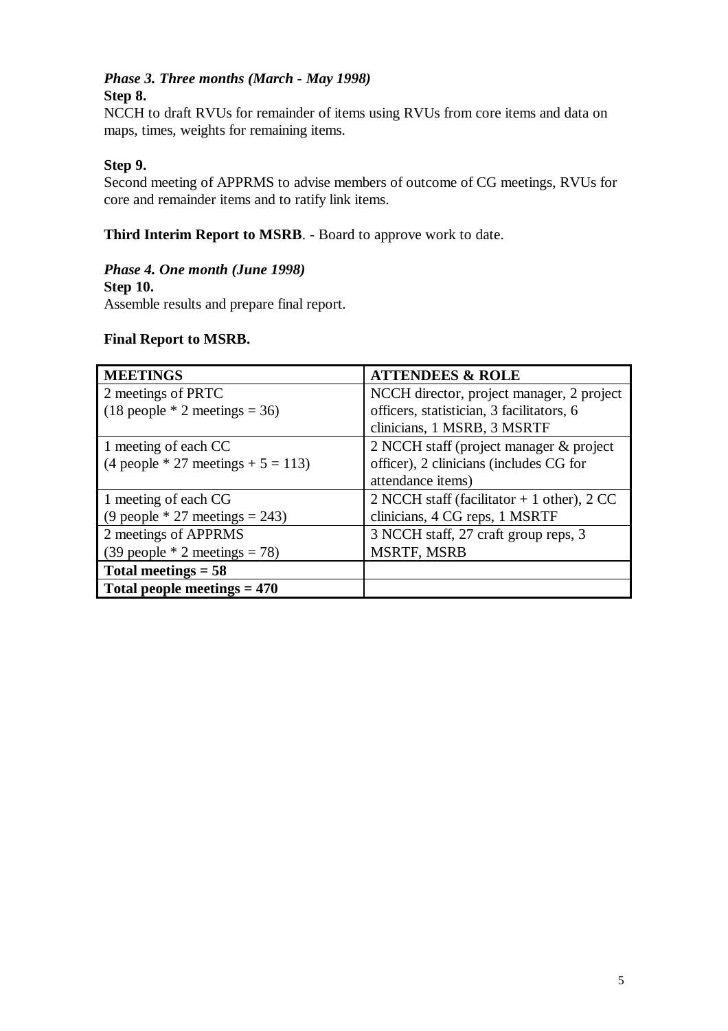*Phase 3. Three months (March - May 1998)*

**Step 8.**

NCCH to draft RVUs for remainder of items using RVUs from core items and data on maps, times, weights for remaining items.

**Step 9.**

Second meeting of APPRMS to advise members of outcome of CG meetings, RVUs for core and remainder items and to ratify link items.

**Third Interim Report to MSRB**. - Board to approve work to date.

*Phase 4. One month (June 1998)*

**Step 10.**

Assemble results and prepare final report.

**Final Report to MSRB.**

| MEETINGS | ATTENDEES & ROLE |
|---|---|
| 2 meetings of PRTC (18 people * 2 meetings = 36) | NCCH director, project manager, 2 project officers, statistician, 3 facilitators, 6 clinicians, 1 MSRB, 3 MSRTF |
| 1 meeting of each CC (4 people * 27 meetings + 5 = 113) | 2 NCCH staff (project manager & project officer), 2 clinicians (includes CG for attendance items) |
| 1 meeting of each CG (9 people * 27 meetings = 243) | 2 NCCH staff (facilitator + 1 other), 2 CC clinicians, 4 CG reps, 1 MSRTF |
| 2 meetings of APPRMS (39 people * 2 meetings = 78) | 3 NCCH staff, 27 craft group reps, 3 MSRTF, MSRB |
| **Total meetings = 58** | |
| **Total people meetings = 470** | |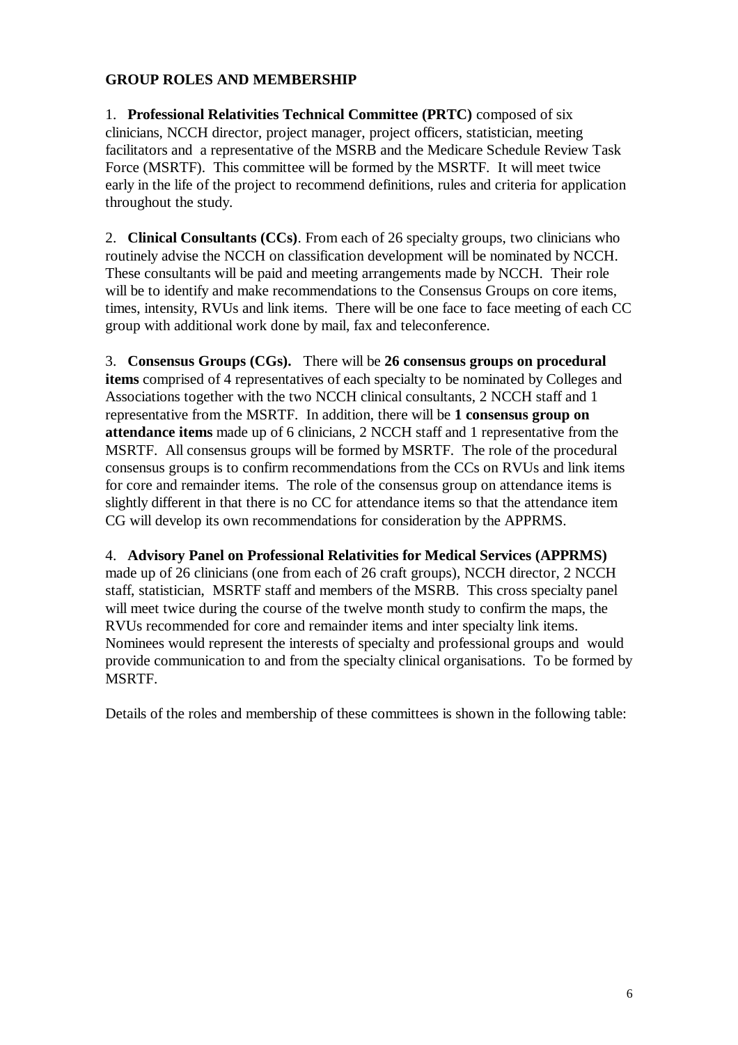**GROUP ROLES AND MEMBERSHIP**

1. **Professional Relativities Technical Committee (PRTC)** composed of six clinicians, NCCH director, project manager, project officers, statistician, meeting facilitators and a representative of the MSRB and the Medicare Schedule Review Task Force (MSRTF). This committee will be formed by the MSRTF. It will meet twice early in the life of the project to recommend definitions, rules and criteria for application throughout the study.

2. **Clinical Consultants (CCs)**. From each of 26 specialty groups, two clinicians who routinely advise the NCCH on classification development will be nominated by NCCH. These consultants will be paid and meeting arrangements made by NCCH. Their role will be to identify and make recommendations to the Consensus Groups on core items, times, intensity, RVUs and link items. There will be one face to face meeting of each CC group with additional work done by mail, fax and teleconference.

3. **Consensus Groups (CGs).** There will be **26 consensus groups on procedural items** comprised of 4 representatives of each specialty to be nominated by Colleges and Associations together with the two NCCH clinical consultants, 2 NCCH staff and 1 representative from the MSRTF. In addition, there will be **1 consensus group on attendance items** made up of 6 clinicians, 2 NCCH staff and 1 representative from the MSRTF. All consensus groups will be formed by MSRTF. The role of the procedural consensus groups is to confirm recommendations from the CCs on RVUs and link items for core and remainder items. The role of the consensus group on attendance items is slightly different in that there is no CC for attendance items so that the attendance item CG will develop its own recommendations for consideration by the APPRMS.

4. **Advisory Panel on Professional Relativities for Medical Services (APPRMS)** made up of 26 clinicians (one from each of 26 craft groups), NCCH director, 2 NCCH staff, statistician, MSRTF staff and members of the MSRB. This cross specialty panel will meet twice during the course of the twelve month study to confirm the maps, the RVUs recommended for core and remainder items and inter specialty link items. Nominees would represent the interests of specialty and professional groups and would provide communication to and from the specialty clinical organisations. To be formed by MSRTF.

Details of the roles and membership of these committees is shown in the following table: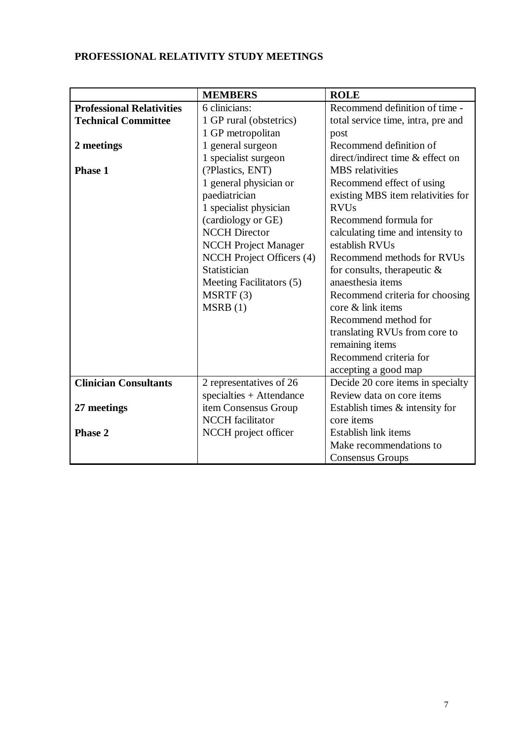**PROFESSIONAL RELATIVITY STUDY MEETINGS**

| | **MEMBERS** | **ROLE** |
|---|---|---|
| **Professional Relativities Technical Committee**<br><br>**2 meetings**<br><br>**Phase 1** | 6 clinicians:<br>1 GP rural (obstetrics)<br>1 GP metropolitan<br>1 general surgeon<br>1 specialist surgeon (?Plastics, ENT)<br>1 general physician or paediatrician<br>1 specialist physician (cardiology or GE)<br>NCCH Director<br>NCCH Project Manager<br>NCCH Project Officers (4)<br>Statistician<br>Meeting Facilitators (5)<br>MSRTF (3)<br>MSRB (1) | Recommend definition of time - total service time, intra, pre and post<br>Recommend definition of direct/indirect time & effect on MBS relativities<br>Recommend effect of using existing MBS item relativities for RVUs<br>Recommend formula for calculating time and intensity to establish RVUs<br>Recommend methods for RVUs for consults, therapeutic & anaesthesia items<br>Recommend criteria for choosing core & link items<br>Recommend method for translating RVUs from core to remaining items<br>Recommend criteria for accepting a good map |
| **Clinician Consultants**<br><br>**27 meetings**<br><br>**Phase 2** | 2 representatives of 26 specialties + Attendance item Consensus Group<br>NCCH facilitator<br>NCCH project officer | Decide 20 core items in specialty<br>Review data on core items<br>Establish times & intensity for core items<br>Establish link items<br>Make recommendations to Consensus Groups |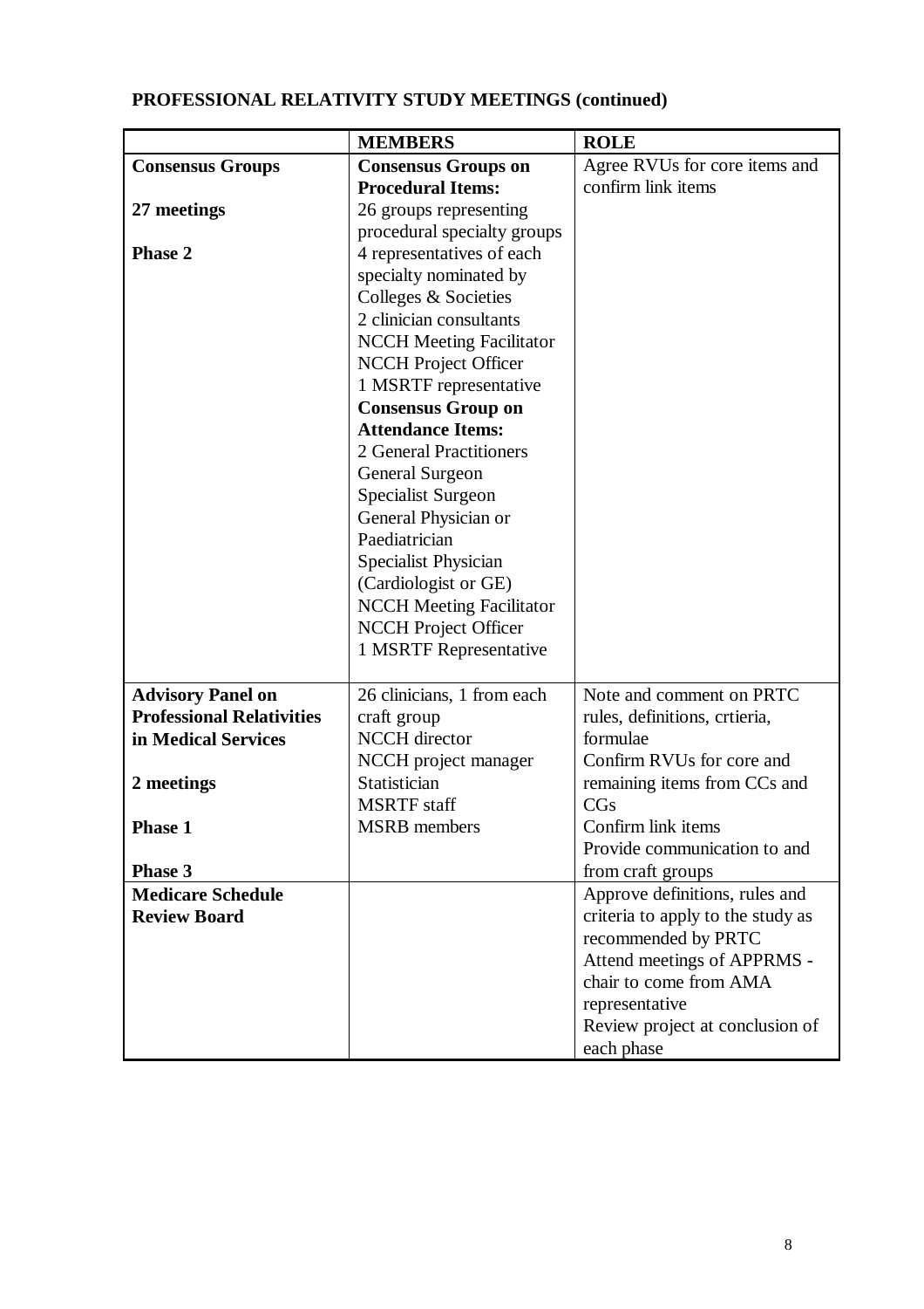**PROFESSIONAL RELATIVITY STUDY MEETINGS (continued)**

| | **MEMBERS** | **ROLE** |
|---|---|---|
| **Consensus Groups**<br><br>**27 meetings**<br><br>**Phase 2** | **Consensus Groups on Procedural Items:**<br>26 groups representing procedural specialty groups<br>4 representatives of each specialty nominated by Colleges & Societies<br>2 clinician consultants<br>NCCH Meeting Facilitator<br>NCCH Project Officer<br>1 MSRTF representative<br>**Consensus Group on Attendance Items:**<br>2 General Practitioners<br>General Surgeon<br>Specialist Surgeon<br>General Physician or Paediatrician<br>Specialist Physician (Cardiologist or GE)<br>NCCH Meeting Facilitator<br>NCCH Project Officer<br>1 MSRTF Representative | Agree RVUs for core items and confirm link items |
| **Advisory Panel on Professional Relativities in Medical Services**<br><br>**2 meetings**<br><br>**Phase 1**<br><br>**Phase 3** | 26 clinicians, 1 from each craft group<br>NCCH director<br>NCCH project manager<br>Statistician<br>MSRTF staff<br>MSRB members | Note and comment on PRTC rules, definitions, crtieria, formulae<br>Confirm RVUs for core and remaining items from CCs and CGs<br>Confirm link items<br>Provide communication to and from craft groups |
| **Medicare Schedule Review Board** | | Approve definitions, rules and criteria to apply to the study as recommended by PRTC<br>Attend meetings of APPRMS - chair to come from AMA representative<br>Review project at conclusion of each phase |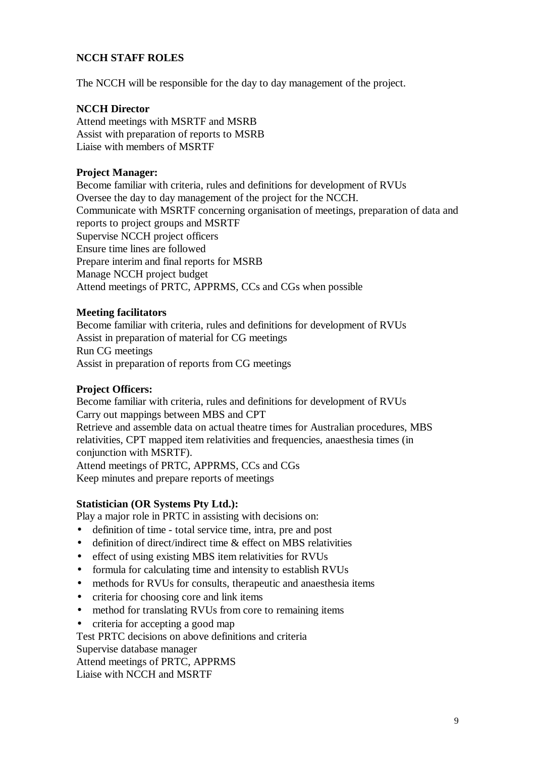## NCCH STAFF ROLES

The NCCH will be responsible for the day to day management of the project.

**NCCH Director**
Attend meetings with MSRTF and MSRB
Assist with preparation of reports to MSRB
Liaise with members of MSRTF

**Project Manager:**
Become familiar with criteria, rules and definitions for development of RVUs
Oversee the day to day management of the project for the NCCH.
Communicate with MSRTF concerning organisation of meetings, preparation of data and reports to project groups and MSRTF
Supervise NCCH project officers
Ensure time lines are followed
Prepare interim and final reports for MSRB
Manage NCCH project budget
Attend meetings of PRTC, APPRMS, CCs and CGs when possible

**Meeting facilitators**
Become familiar with criteria, rules and definitions for development of RVUs
Assist in preparation of material for CG meetings
Run CG meetings
Assist in preparation of reports from CG meetings

**Project Officers:**
Become familiar with criteria, rules and definitions for development of RVUs
Carry out mappings between MBS and CPT
Retrieve and assemble data on actual theatre times for Australian procedures, MBS relativities, CPT mapped item relativities and frequencies, anaesthesia times (in conjunction with MSRTF).
Attend meetings of PRTC, APPRMS, CCs and CGs
Keep minutes and prepare reports of meetings

**Statistician (OR Systems Pty Ltd.):**
Play a major role in PRTC in assisting with decisions on:

- definition of time - total service time, intra, pre and post
- definition of direct/indirect time & effect on MBS relativities
- effect of using existing MBS item relativities for RVUs
- formula for calculating time and intensity to establish RVUs
- methods for RVUs for consults, therapeutic and anaesthesia items
- criteria for choosing core and link items
- method for translating RVUs from core to remaining items
- criteria for accepting a good map

Test PRTC decisions on above definitions and criteria
Supervise database manager
Attend meetings of PRTC, APPRMS
Liaise with NCCH and MSRTF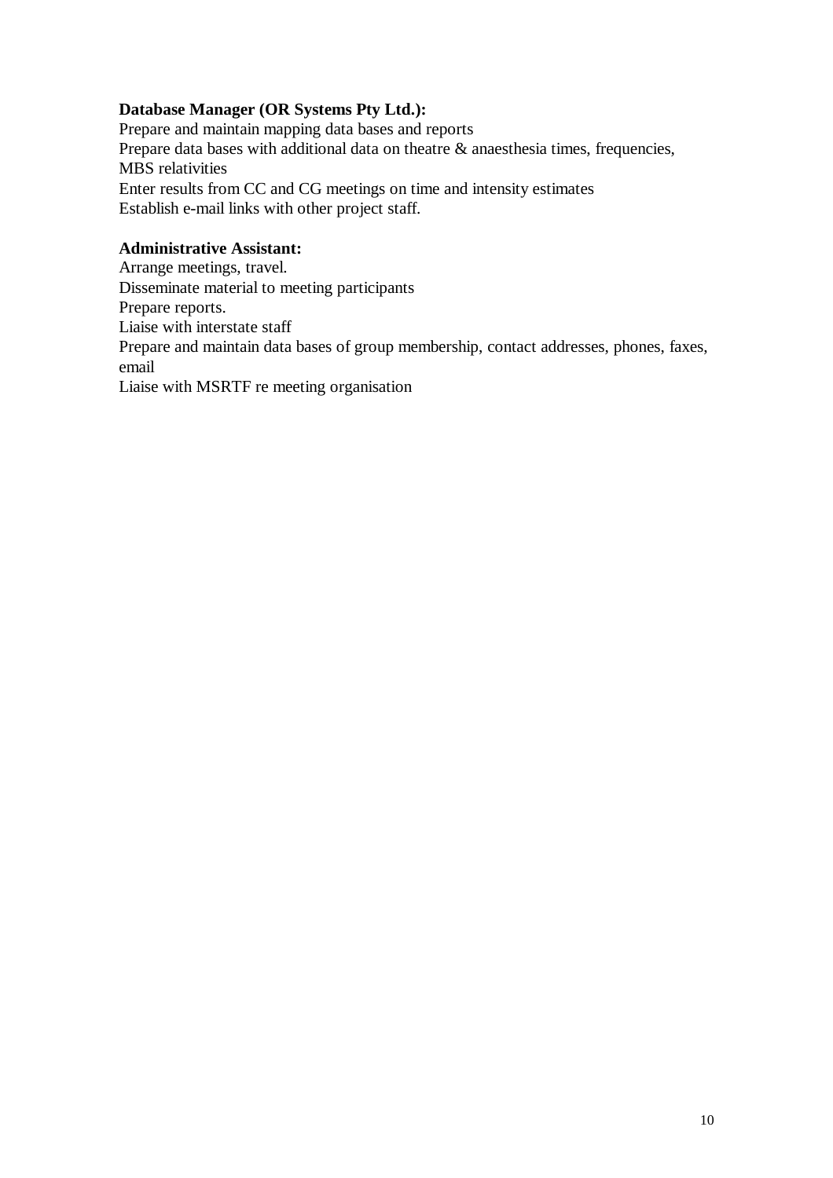**Database Manager (OR Systems Pty Ltd.):**
Prepare and maintain mapping data bases and reports
Prepare data bases with additional data on theatre & anaesthesia times, frequencies, MBS relativities
Enter results from CC and CG meetings on time and intensity estimates
Establish e-mail links with other project staff.

**Administrative Assistant:**
Arrange meetings, travel.
Disseminate material to meeting participants
Prepare reports.
Liaise with interstate staff
Prepare and maintain data bases of group membership, contact addresses, phones, faxes, email
Liaise with MSRTF re meeting organisation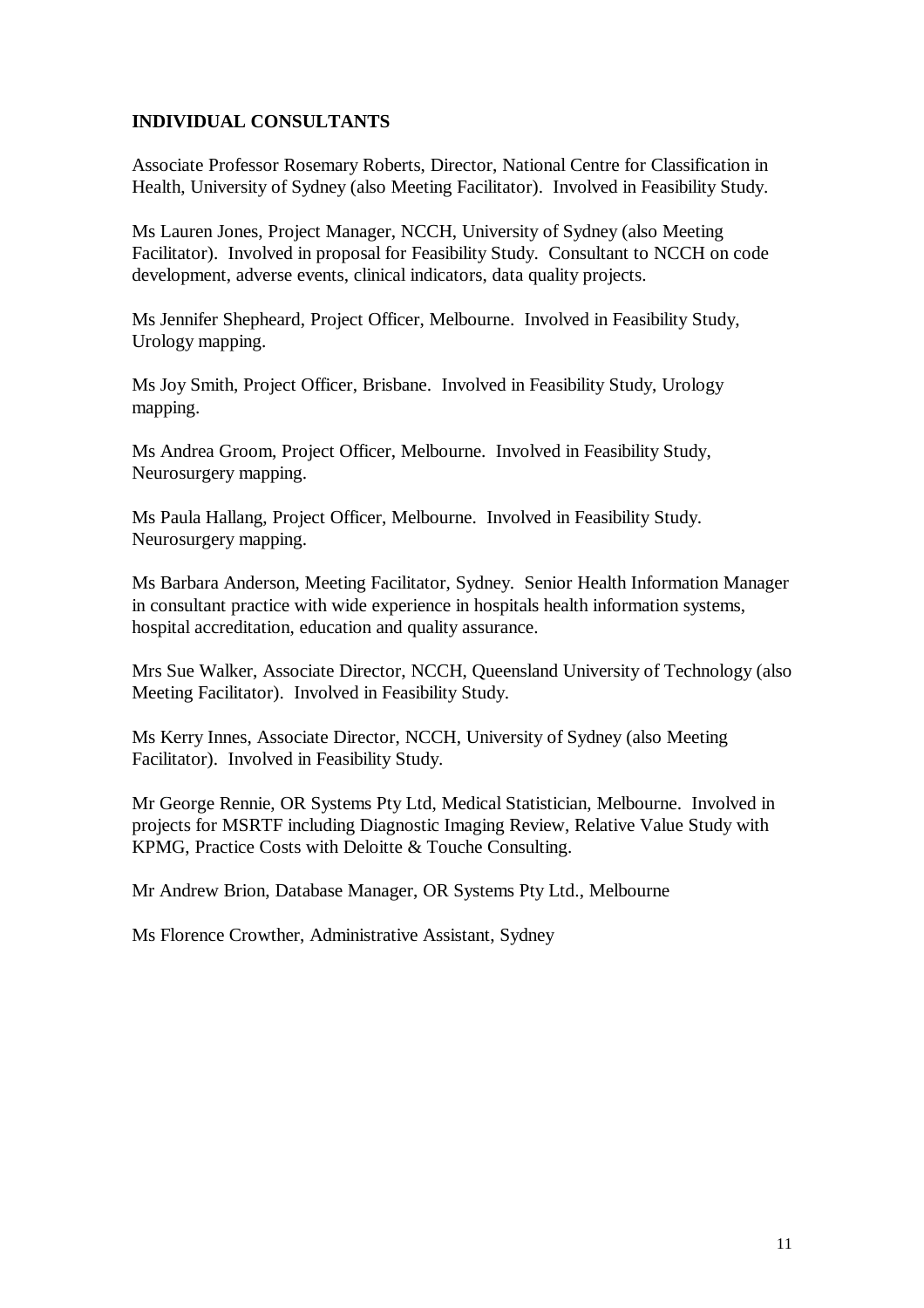**INDIVIDUAL CONSULTANTS**

Associate Professor Rosemary Roberts, Director, National Centre for Classification in Health, University of Sydney (also Meeting Facilitator). Involved in Feasibility Study.

Ms Lauren Jones, Project Manager, NCCH, University of Sydney (also Meeting Facilitator). Involved in proposal for Feasibility Study. Consultant to NCCH on code development, adverse events, clinical indicators, data quality projects.

Ms Jennifer Shepheard, Project Officer, Melbourne. Involved in Feasibility Study, Urology mapping.

Ms Joy Smith, Project Officer, Brisbane. Involved in Feasibility Study, Urology mapping.

Ms Andrea Groom, Project Officer, Melbourne. Involved in Feasibility Study, Neurosurgery mapping.

Ms Paula Hallang, Project Officer, Melbourne. Involved in Feasibility Study. Neurosurgery mapping.

Ms Barbara Anderson, Meeting Facilitator, Sydney. Senior Health Information Manager in consultant practice with wide experience in hospitals health information systems, hospital accreditation, education and quality assurance.

Mrs Sue Walker, Associate Director, NCCH, Queensland University of Technology (also Meeting Facilitator). Involved in Feasibility Study.

Ms Kerry Innes, Associate Director, NCCH, University of Sydney (also Meeting Facilitator). Involved in Feasibility Study.

Mr George Rennie, OR Systems Pty Ltd, Medical Statistician, Melbourne. Involved in projects for MSRTF including Diagnostic Imaging Review, Relative Value Study with KPMG, Practice Costs with Deloitte & Touche Consulting.

Mr Andrew Brion, Database Manager, OR Systems Pty Ltd., Melbourne

Ms Florence Crowther, Administrative Assistant, Sydney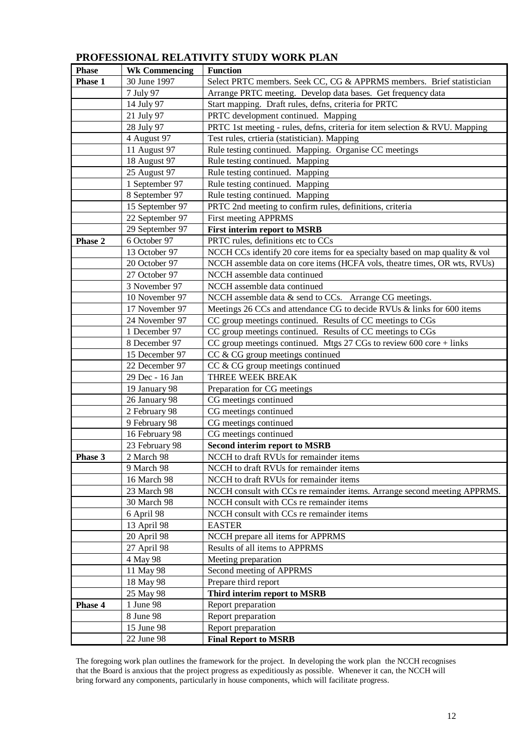## PROFESSIONAL RELATIVITY STUDY WORK PLAN

| Phase | Wk Commencing | Function |
|---|---|---|
| **Phase 1** | 30 June 1997 | Select PRTC members. Seek CC, CG & APPRMS members. Brief statistician |
| | 7 July 97 | Arrange PRTC meeting. Develop data bases. Get frequency data |
| | 14 July 97 | Start mapping. Draft rules, defns, criteria for PRTC |
| | 21 July 97 | PRTC development continued. Mapping |
| | 28 July 97 | PRTC 1st meeting - rules, defns, criteria for item selection & RVU. Mapping |
| | 4 August 97 | Test rules, crtieria (statistician). Mapping |
| | 11 August 97 | Rule testing continued. Mapping. Organise CC meetings |
| | 18 August 97 | Rule testing continued. Mapping |
| | 25 August 97 | Rule testing continued. Mapping |
| | 1 September 97 | Rule testing continued. Mapping |
| | 8 September 97 | Rule testing continued. Mapping |
| | 15 September 97 | PRTC 2nd meeting to confirm rules, definitions, criteria |
| | 22 September 97 | First meeting APPRMS |
| | 29 September 97 | **First interim report to MSRB** |
| **Phase 2** | 6 October 97 | PRTC rules, definitions etc to CCs |
| | 13 October 97 | NCCH CCs identify 20 core items for ea specialty based on map quality & vol |
| | 20 October 97 | NCCH assemble data on core items (HCFA vols, theatre times, OR wts, RVUs) |
| | 27 October 97 | NCCH assemble data continued |
| | 3 November 97 | NCCH assemble data continued |
| | 10 November 97 | NCCH assemble data & send to CCs. Arrange CG meetings. |
| | 17 November 97 | Meetings 26 CCs and attendance CG to decide RVUs & links for 600 items |
| | 24 November 97 | CC group meetings continued. Results of CC meetings to CGs |
| | 1 December 97 | CC group meetings continued. Results of CC meetings to CGs |
| | 8 December 97 | CC group meetings continued. Mtgs 27 CGs to review 600 core + links |
| | 15 December 97 | CC & CG group meetings continued |
| | 22 December 97 | CC & CG group meetings continued |
| | 29 Dec - 16 Jan | THREE WEEK BREAK |
| | 19 January 98 | Preparation for CG meetings |
| | 26 January 98 | CG meetings continued |
| | 2 February 98 | CG meetings continued |
| | 9 February 98 | CG meetings continued |
| | 16 February 98 | CG meetings continued |
| | 23 February 98 | **Second interim report to MSRB** |
| **Phase 3** | 2 March 98 | NCCH to draft RVUs for remainder items |
| | 9 March 98 | NCCH to draft RVUs for remainder items |
| | 16 March 98 | NCCH to draft RVUs for remainder items |
| | 23 March 98 | NCCH consult with CCs re remainder items. Arrange second meeting APPRMS. |
| | 30 March 98 | NCCH consult with CCs re remainder items |
| | 6 April 98 | NCCH consult with CCs re remainder items |
| | 13 April 98 | EASTER |
| | 20 April 98 | NCCH prepare all items for APPRMS |
| | 27 April 98 | Results of all items to APPRMS |
| | 4 May 98 | Meeting preparation |
| | 11 May 98 | Second meeting of APPRMS |
| | 18 May 98 | Prepare third report |
| | 25 May 98 | **Third interim report to MSRB** |
| **Phase 4** | 1 June 98 | Report preparation |
| | 8 June 98 | Report preparation |
| | 15 June 98 | Report preparation |
| | 22 June 98 | **Final Report to MSRB** |

The foregoing work plan outlines the framework for the project. In developing the work plan the NCCH recognises that the Board is anxious that the project progress as expeditiously as possible. Whenever it can, the NCCH will bring forward any components, particularly in house components, which will facilitate progress.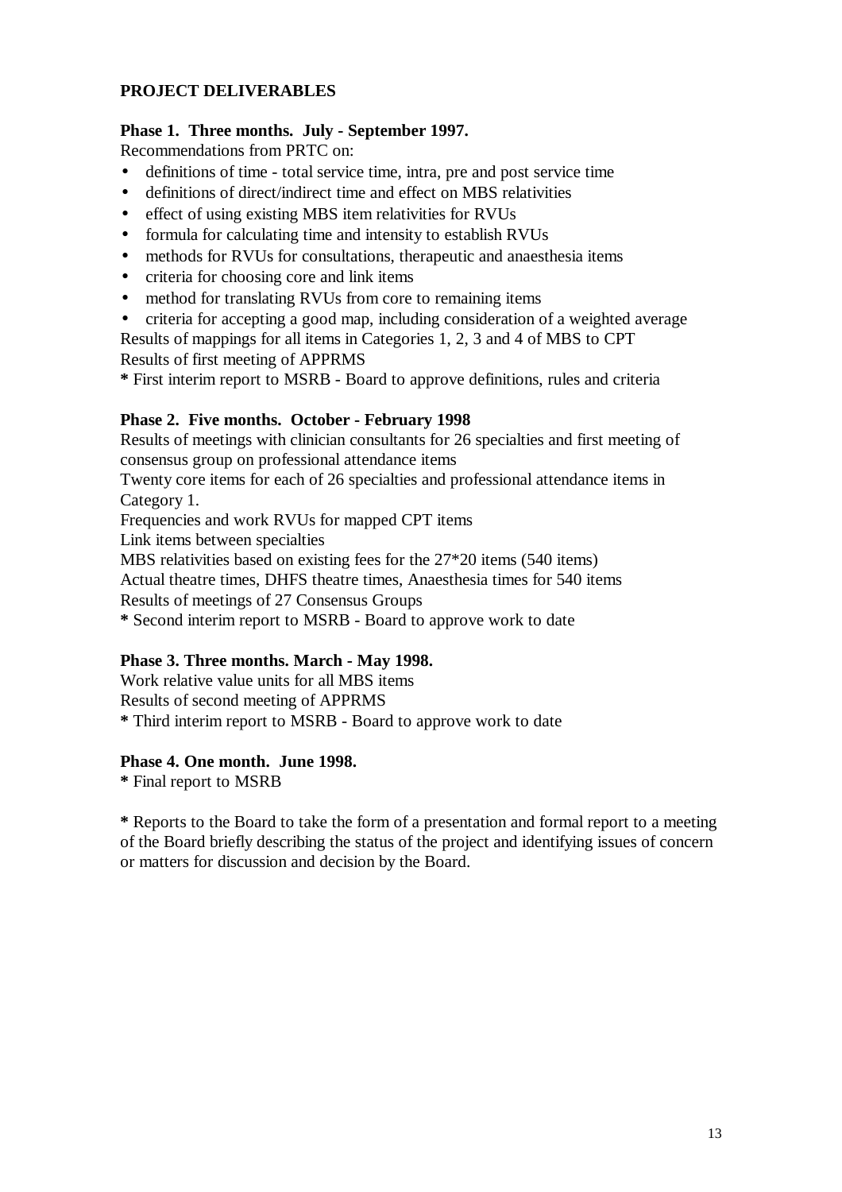**PROJECT DELIVERABLES**

**Phase 1. Three months. July - September 1997.**

Recommendations from PRTC on:

- definitions of time - total service time, intra, pre and post service time
- definitions of direct/indirect time and effect on MBS relativities
- effect of using existing MBS item relativities for RVUs
- formula for calculating time and intensity to establish RVUs
- methods for RVUs for consultations, therapeutic and anaesthesia items
- criteria for choosing core and link items
- method for translating RVUs from core to remaining items
- criteria for accepting a good map, including consideration of a weighted average

Results of mappings for all items in Categories 1, 2, 3 and 4 of MBS to CPT

Results of first meeting of APPRMS

**\*** First interim report to MSRB - Board to approve definitions, rules and criteria

**Phase 2. Five months. October - February 1998**

Results of meetings with clinician consultants for 26 specialties and first meeting of consensus group on professional attendance items

Twenty core items for each of 26 specialties and professional attendance items in Category 1.

Frequencies and work RVUs for mapped CPT items

Link items between specialties

MBS relativities based on existing fees for the 27*20 items (540 items)

Actual theatre times, DHFS theatre times, Anaesthesia times for 540 items

Results of meetings of 27 Consensus Groups

**\*** Second interim report to MSRB - Board to approve work to date

**Phase 3. Three months. March - May 1998.**

Work relative value units for all MBS items

Results of second meeting of APPRMS

**\*** Third interim report to MSRB - Board to approve work to date

**Phase 4. One month. June 1998.**

**\*** Final report to MSRB

**\*** Reports to the Board to take the form of a presentation and formal report to a meeting of the Board briefly describing the status of the project and identifying issues of concern or matters for discussion and decision by the Board.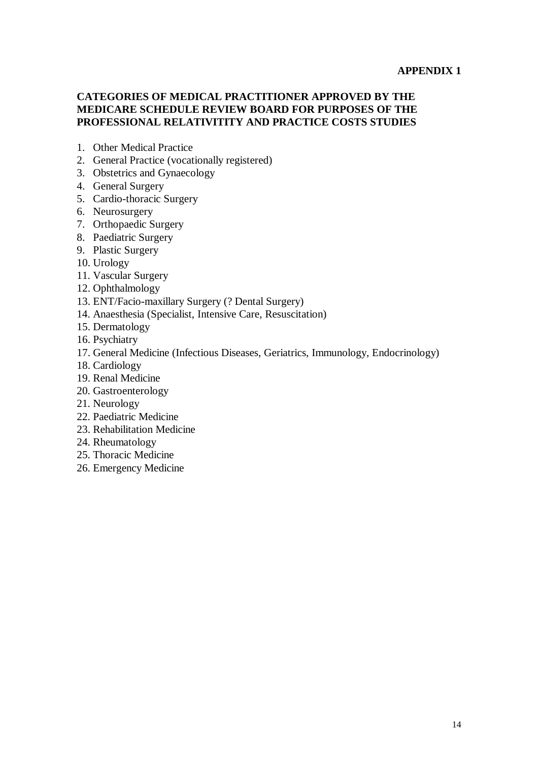**APPENDIX 1**

## CATEGORIES OF MEDICAL PRACTITIONER APPROVED BY THE MEDICARE SCHEDULE REVIEW BOARD FOR PURPOSES OF THE PROFESSIONAL RELATIVITITY AND PRACTICE COSTS STUDIES

1. Other Medical Practice
2. General Practice (vocationally registered)
3. Obstetrics and Gynaecology
4. General Surgery
5. Cardio-thoracic Surgery
6. Neurosurgery
7. Orthopaedic Surgery
8. Paediatric Surgery
9. Plastic Surgery
10. Urology
11. Vascular Surgery
12. Ophthalmology
13. ENT/Facio-maxillary Surgery (? Dental Surgery)
14. Anaesthesia (Specialist, Intensive Care, Resuscitation)
15. Dermatology
16. Psychiatry
17. General Medicine (Infectious Diseases, Geriatrics, Immunology, Endocrinology)
18. Cardiology
19. Renal Medicine
20. Gastroenterology
21. Neurology
22. Paediatric Medicine
23. Rehabilitation Medicine
24. Rheumatology
25. Thoracic Medicine
26. Emergency Medicine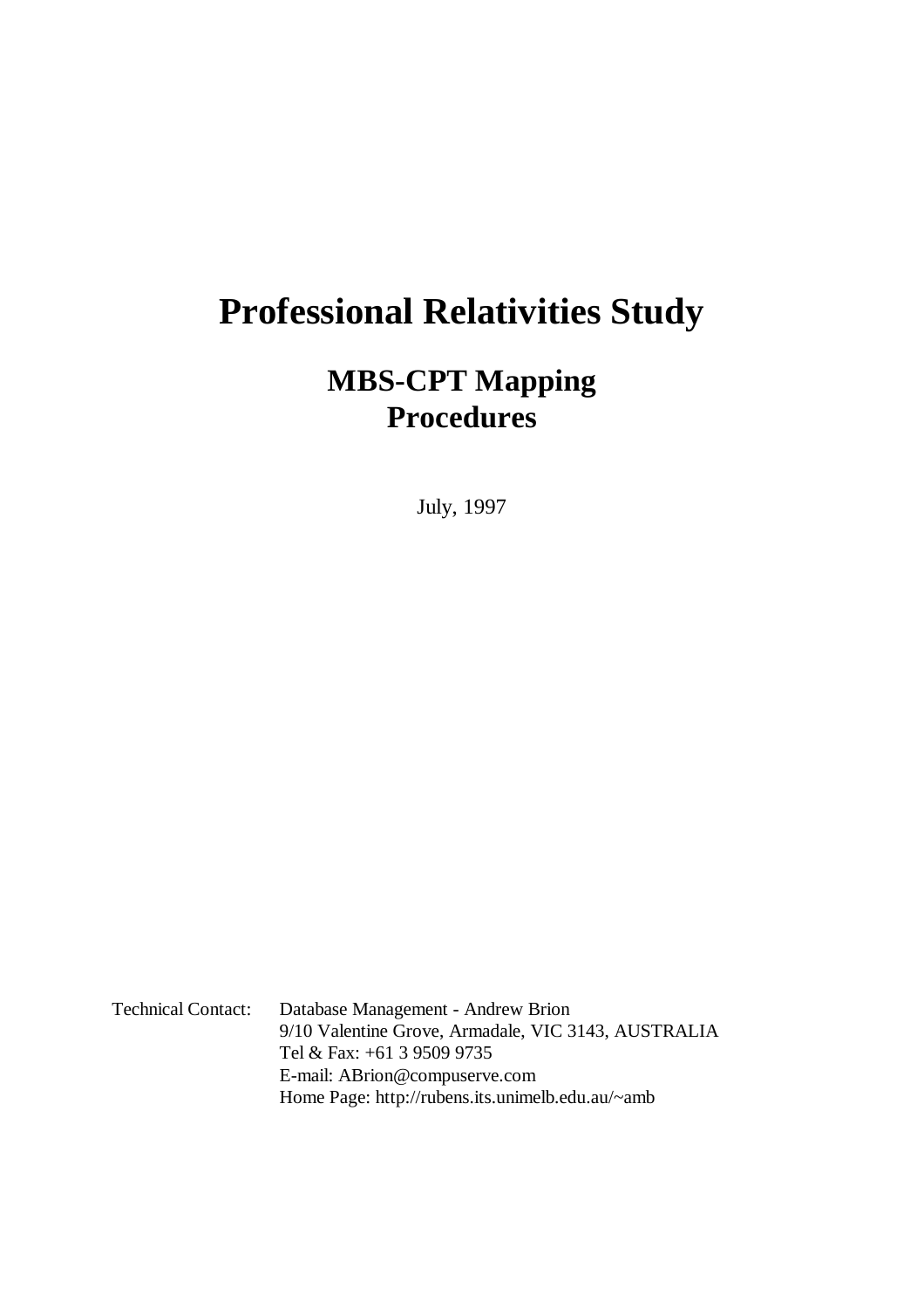# Professional Relativities Study

## MBS-CPT Mapping Procedures

July, 1997

Technical Contact: Database Management - Andrew Brion
9/10 Valentine Grove, Armadale, VIC 3143, AUSTRALIA
Tel & Fax: +61 3 9509 9735
E-mail: ABrion@compuserve.com
Home Page: http://rubens.its.unimelb.edu.au/~amb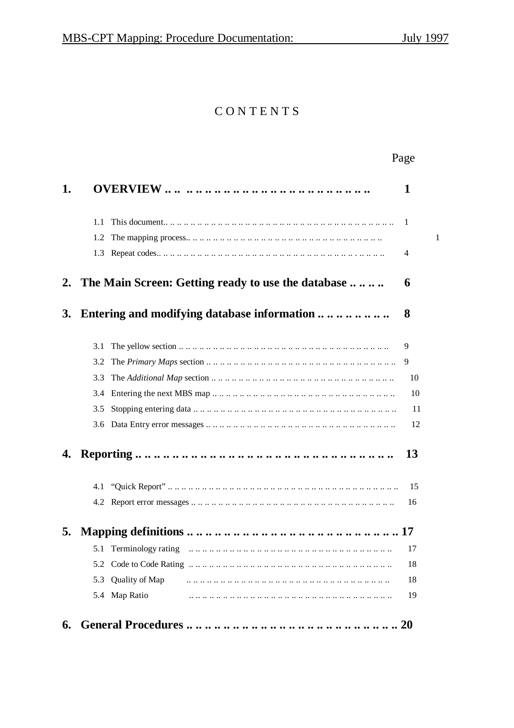# C O N T E N T S

| | | Page |
|---|---|---|
| **1.** | **OVERVIEW** | **1** |
| | 1.1 This document | 1 |
| | 1.2 The mapping process | 1 |
| | 1.3 Repeat codes | 4 |
| **2.** | **The Main Screen: Getting ready to use the database** | **6** |
| **3.** | **Entering and modifying database information** | **8** |
| | 3.1 The yellow section | 9 |
| | 3.2 The *Primary Maps* section | 9 |
| | 3.3 The *Additional Map* section | 10 |
| | 3.4 Entering the next MBS map | 10 |
| | 3.5 Stopping entering data | 11 |
| | 3.6 Data Entry error messages | 12 |
| **4.** | **Reporting** | **13** |
| | 4.1 "Quick Report" | 15 |
| | 4.2 Report error messages | 16 |
| **5.** | **Mapping definitions** | **17** |
| | 5.1 Terminology rating | 17 |
| | 5.2 Code to Code Rating | 18 |
| | 5.3 Quality of Map | 18 |
| | 5.4 Map Ratio | 19 |
| **6.** | **General Procedures** | **20** |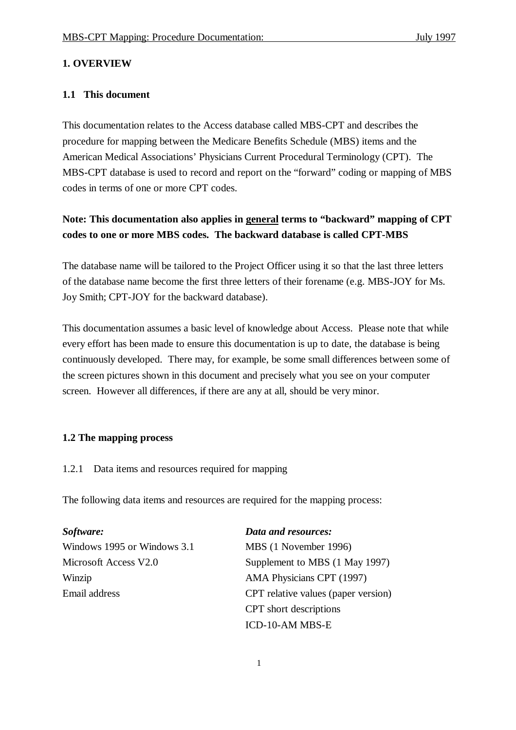# 1. OVERVIEW

## 1.1 This document

This documentation relates to the Access database called MBS-CPT and describes the procedure for mapping between the Medicare Benefits Schedule (MBS) items and the American Medical Associations' Physicians Current Procedural Terminology (CPT). The MBS-CPT database is used to record and report on the "forward" coding or mapping of MBS codes in terms of one or more CPT codes.

**Note: This documentation also applies in <u>general</u> terms to "backward" mapping of CPT codes to one or more MBS codes. The backward database is called CPT-MBS**

The database name will be tailored to the Project Officer using it so that the last three letters of the database name become the first three letters of their forename (e.g. MBS-JOY for Ms. Joy Smith; CPT-JOY for the backward database).

This documentation assumes a basic level of knowledge about Access. Please note that while every effort has been made to ensure this documentation is up to date, the database is being continuously developed. There may, for example, be some small differences between some of the screen pictures shown in this document and precisely what you see on your computer screen. However all differences, if there are any at all, should be very minor.

## 1.2 The mapping process

1.2.1 Data items and resources required for mapping

The following data items and resources are required for the mapping process:

| ***Software:*** | ***Data and resources:*** |
|---|---|
| Windows 1995 or Windows 3.1 | MBS (1 November 1996) |
| Microsoft Access V2.0 | Supplement to MBS (1 May 1997) |
| Winzip | AMA Physicians CPT (1997) |
| Email address | CPT relative values (paper version) |
| | CPT short descriptions |
| | ICD-10-AM MBS-E |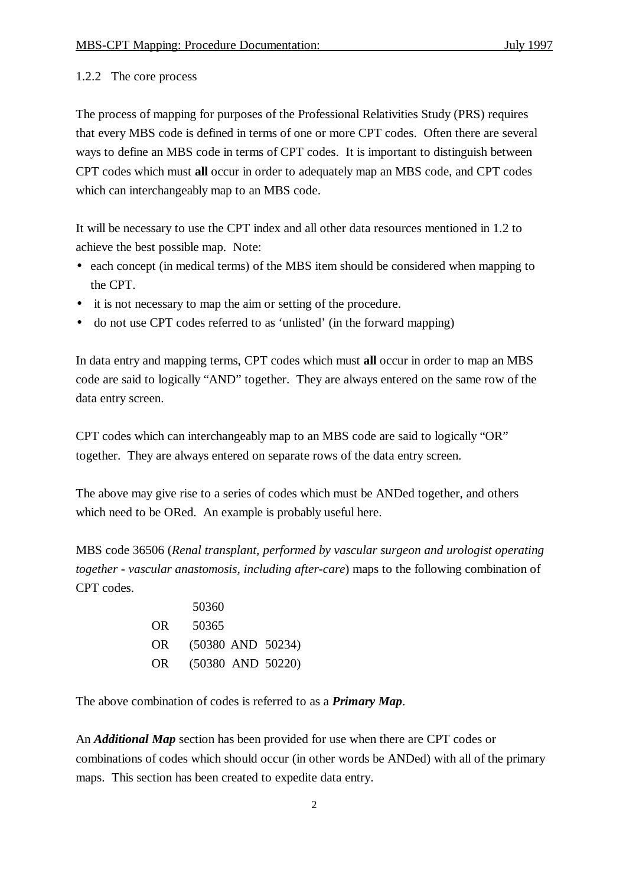### 1.2.2 The core process

The process of mapping for purposes of the Professional Relativities Study (PRS) requires that every MBS code is defined in terms of one or more CPT codes. Often there are several ways to define an MBS code in terms of CPT codes. It is important to distinguish between CPT codes which must **all** occur in order to adequately map an MBS code, and CPT codes which can interchangeably map to an MBS code.

It will be necessary to use the CPT index and all other data resources mentioned in 1.2 to achieve the best possible map. Note:

- each concept (in medical terms) of the MBS item should be considered when mapping to the CPT.
- it is not necessary to map the aim or setting of the procedure.
- do not use CPT codes referred to as 'unlisted' (in the forward mapping)

In data entry and mapping terms, CPT codes which must **all** occur in order to map an MBS code are said to logically "AND" together. They are always entered on the same row of the data entry screen.

CPT codes which can interchangeably map to an MBS code are said to logically "OR" together. They are always entered on separate rows of the data entry screen.

The above may give rise to a series of codes which must be ANDed together, and others which need to be ORed. An example is probably useful here.

MBS code 36506 (*Renal transplant, performed by vascular surgeon and urologist operating together - vascular anastomosis, including after-care*) maps to the following combination of CPT codes.

```
       50360
OR     50365
OR    (50380  AND  50234)
OR    (50380  AND  50220)
```

The above combination of codes is referred to as a ***Primary Map***.

An ***Additional Map*** section has been provided for use when there are CPT codes or combinations of codes which should occur (in other words be ANDed) with all of the primary maps. This section has been created to expedite data entry.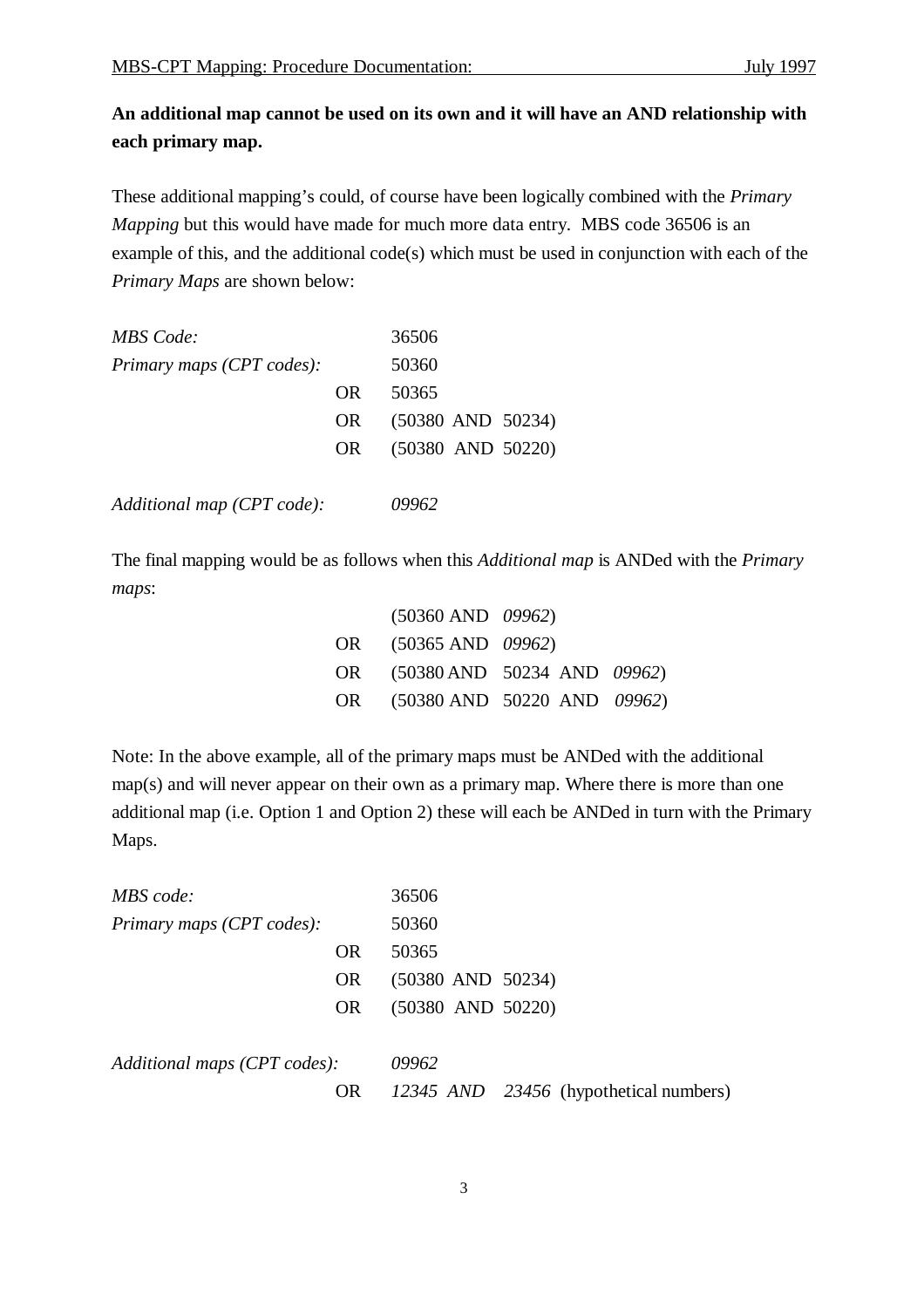**An additional map cannot be used on its own and it will have an AND relationship with each primary map.**

These additional mapping's could, of course have been logically combined with the *Primary Mapping* but this would have made for much more data entry. MBS code 36506 is an example of this, and the additional code(s) which must be used in conjunction with each of the *Primary Maps* are shown below:

| | | |
|---|---|---|
| *MBS Code:* | | 36506 |
| *Primary maps (CPT codes):* | | 50360 |
| | OR | 50365 |
| | OR | (50380 AND 50234) |
| | OR | (50380 AND 50220) |
| | | |
| *Additional map (CPT code):* | | *09962* |

The final mapping would be as follows when this *Additional map* is ANDed with the *Primary maps*:

| | |
|---|---|
| | (50360 AND *09962*) |
| OR | (50365 AND *09962*) |
| OR | (50380 AND 50234 AND *09962*) |
| OR | (50380 AND 50220 AND *09962*) |

Note: In the above example, all of the primary maps must be ANDed with the additional map(s) and will never appear on their own as a primary map. Where there is more than one additional map (i.e. Option 1 and Option 2) these will each be ANDed in turn with the Primary Maps.

| | | |
|---|---|---|
| *MBS code:* | | 36506 |
| *Primary maps (CPT codes):* | | 50360 |
| | OR | 50365 |
| | OR | (50380 AND 50234) |
| | OR | (50380 AND 50220) |
| | | |
| *Additional maps (CPT codes):* | | *09962* |
| | OR | *12345 AND 23456* (hypothetical numbers) |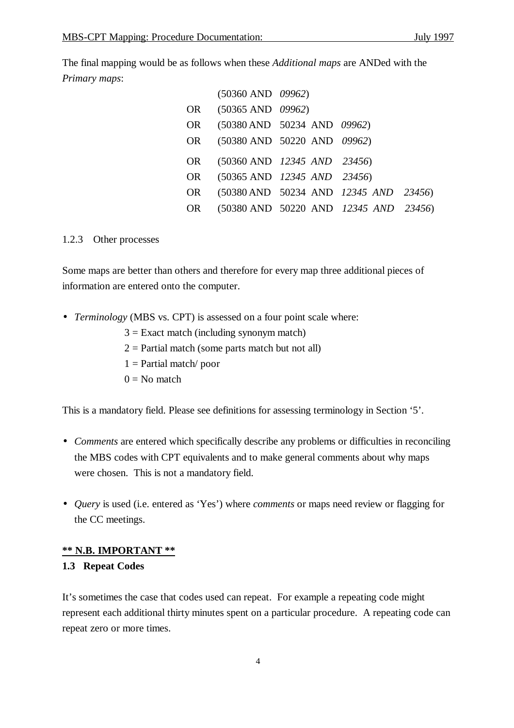The final mapping would be as follows when these *Additional maps* are ANDed with the *Primary maps*:

```
      (50360 AND  09962)
OR    (50365 AND  09962)
OR    (50380 AND  50234  AND  09962)
OR    (50380 AND  50220  AND  09962)
OR    (50360 AND  12345  AND  23456)
OR    (50365 AND  12345  AND  23456)
OR    (50380 AND  50234  AND  12345  AND  23456)
OR    (50380 AND  50220  AND  12345  AND  23456)
```

### 1.2.3 Other processes

Some maps are better than others and therefore for every map three additional pieces of information are entered onto the computer.

- *Terminology* (MBS vs. CPT) is assessed on a four point scale where:
  - 3 = Exact match (including synonym match)
  - 2 = Partial match (some parts match but not all)
  - 1 = Partial match/ poor
  - 0 = No match

This is a mandatory field. Please see definitions for assessing terminology in Section '5'.

- *Comments* are entered which specifically describe any problems or difficulties in reconciling the MBS codes with CPT equivalents and to make general comments about why maps were chosen. This is not a mandatory field.

- *Query* is used (i.e. entered as 'Yes') where *comments* or maps need review or flagging for the CC meetings.

**<u>** N.B. IMPORTANT **</u>**

## 1.3 Repeat Codes

It's sometimes the case that codes used can repeat. For example a repeating code might represent each additional thirty minutes spent on a particular procedure. A repeating code can repeat zero or more times.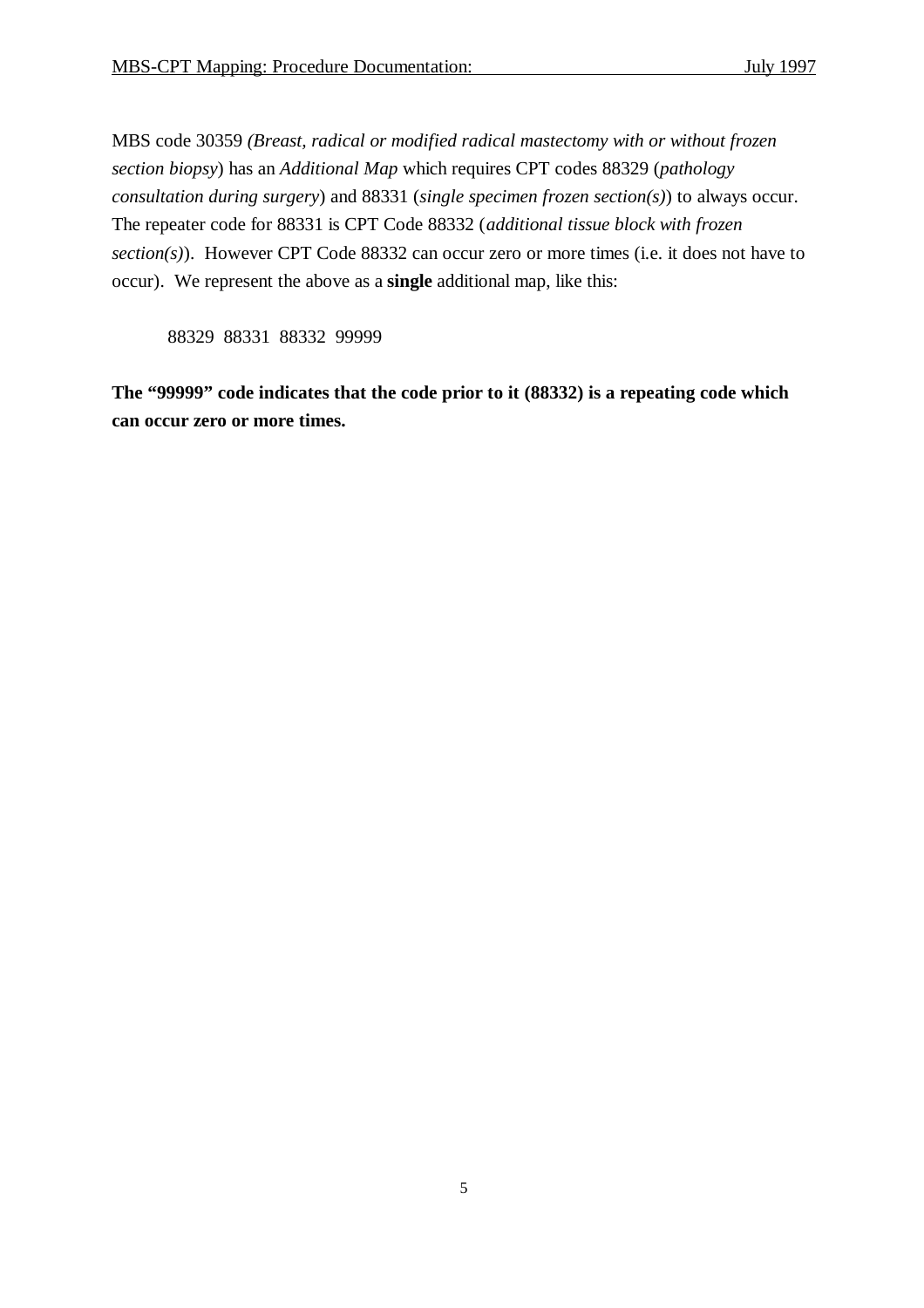MBS code 30359 *(Breast, radical or modified radical mastectomy with or without frozen section biopsy*) has an *Additional Map* which requires CPT codes 88329 (*pathology consultation during surgery*) and 88331 (*single specimen frozen section(s)*) to always occur. The repeater code for 88331 is CPT Code 88332 (*additional tissue block with frozen section(s)*). However CPT Code 88332 can occur zero or more times (i.e. it does not have to occur). We represent the above as a **single** additional map, like this:

88329 88331 88332 99999

**The "99999" code indicates that the code prior to it (88332) is a repeating code which can occur zero or more times.**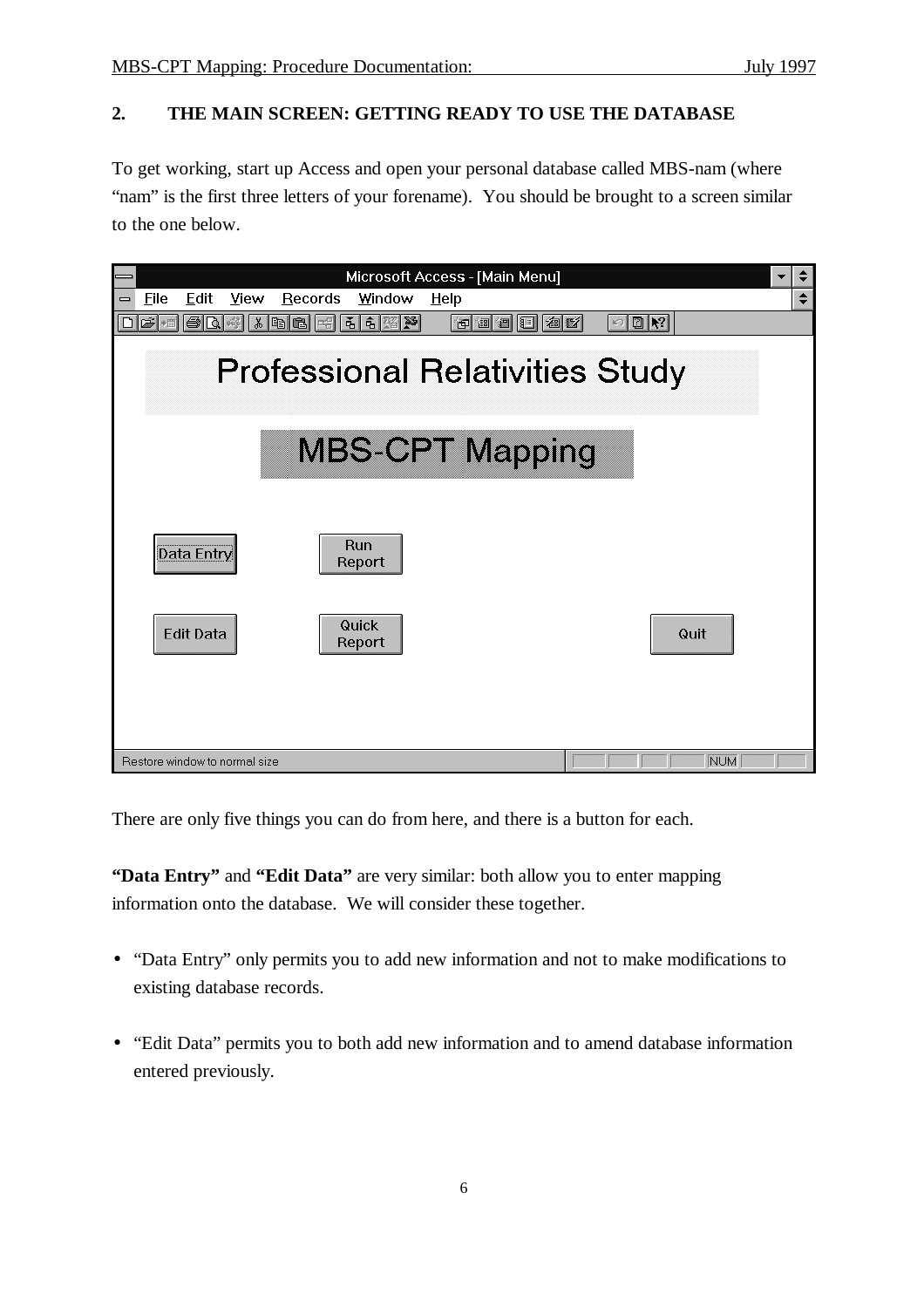## 2. THE MAIN SCREEN: GETTING READY TO USE THE DATABASE

To get working, start up Access and open your personal database called MBS-nam (where "nam" is the first three letters of your forename). You should be brought to a screen similar to the one below.

There are only five things you can do from here, and there is a button for each.

**"Data Entry"** and **"Edit Data"** are very similar: both allow you to enter mapping information onto the database. We will consider these together.

- "Data Entry" only permits you to add new information and not to make modifications to existing database records.
- "Edit Data" permits you to both add new information and to amend database information entered previously.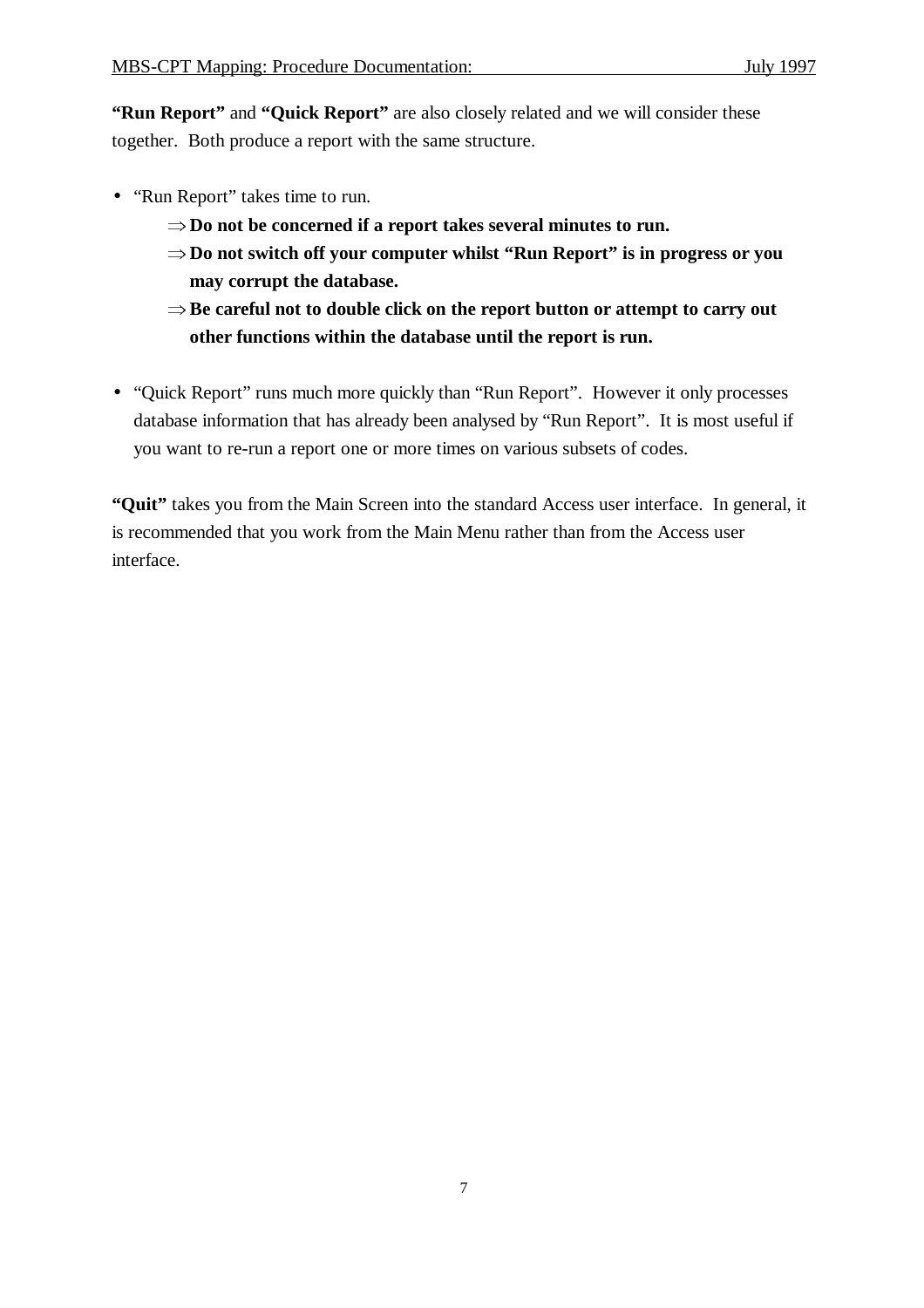**“Run Report”** and **“Quick Report”** are also closely related and we will consider these together. Both produce a report with the same structure.

- “Run Report” takes time to run.
  - ⇒ **Do not be concerned if a report takes several minutes to run.**
  - ⇒ **Do not switch off your computer whilst “Run Report” is in progress or you may corrupt the database.**
  - ⇒ **Be careful not to double click on the report button or attempt to carry out other functions within the database until the report is run.**

- “Quick Report” runs much more quickly than “Run Report”. However it only processes database information that has already been analysed by “Run Report”. It is most useful if you want to re-run a report one or more times on various subsets of codes.

**“Quit”** takes you from the Main Screen into the standard Access user interface. In general, it is recommended that you work from the Main Menu rather than from the Access user interface.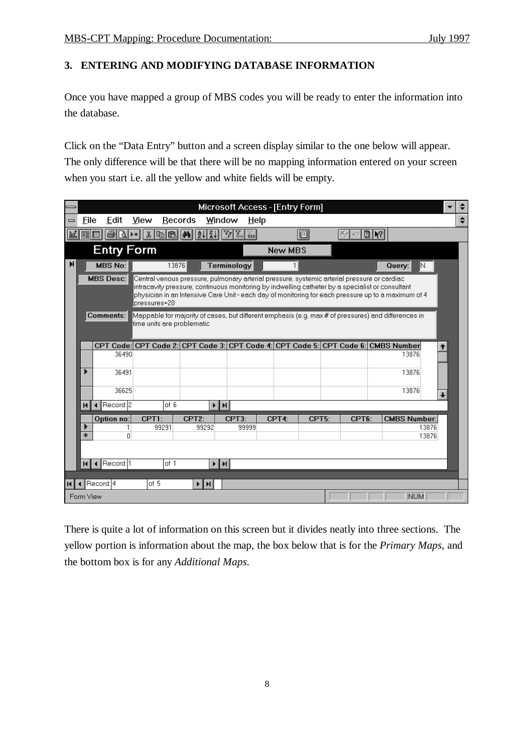## 3. ENTERING AND MODIFYING DATABASE INFORMATION

Once you have mapped a group of MBS codes you will be ready to enter the information into the database.

Click on the "Data Entry" button and a screen display similar to the one below will appear. The only difference will be that there will be no mapping information entered on your screen when you start i.e. all the yellow and white fields will be empty.

Microsoft Access - [Entry Form]

File Edit View Records Window Help

**Entry Form** | New MBS

MBS No: 13876 | Terminology: 1 | Query: N

MBS Desc: Central venous pressure, pulmonary arterial pressure, systemic arterial pressure or cardiac intracavity pressure, continuous monitoring by indwelling catheter by a specialist or consultant physician in an Intensive Care Unit - each day of monitoring for each pressure up to a maximum of 4 pressures=20

Comments: Mappable for majority of cases, but different emphasis (e.g. max # of pressures) and differences in time units are problematic

| CPT Code: | CPT Code 2: | CPT Code 3: | CPT Code 4: | CPT Code 5: | CPT Code 6: | CMBS Number |
|---|---|---|---|---|---|---|
| 36490 | | | | | | 13876 |
| 36491 | | | | | | 13876 |
| 36625 | | | | | | 13876 |

Record: 2 of 6

| Option no: | CPT1: | CPT2: | CPT3: | CPT4: | CPT5: | CPT6: | CMBS Number: |
|---|---|---|---|---|---|---|---|
| 1 | 99291 | 99292 | 99999 | | | | 13876 |
| 0 | | | | | | | 13876 |

Record: 1 of 1

Record: 4 of 5

Form View | NUM

There is quite a lot of information on this screen but it divides neatly into three sections. The yellow portion is information about the map, the box below that is for the *Primary Maps*, and the bottom box is for any *Additional Maps.*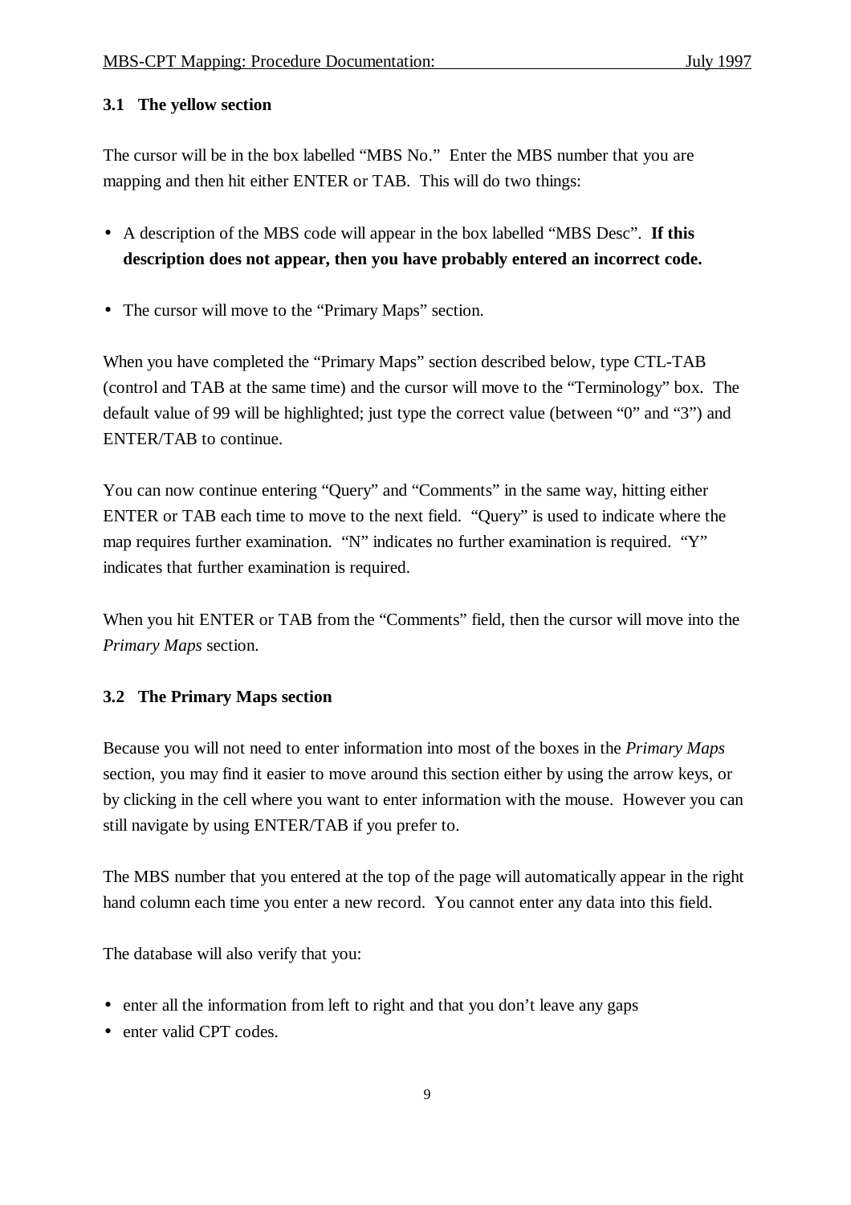### 3.1 The yellow section

The cursor will be in the box labelled "MBS No." Enter the MBS number that you are mapping and then hit either ENTER or TAB. This will do two things:

- A description of the MBS code will appear in the box labelled "MBS Desc". **If this description does not appear, then you have probably entered an incorrect code.**
- The cursor will move to the "Primary Maps" section.

When you have completed the "Primary Maps" section described below, type CTL-TAB (control and TAB at the same time) and the cursor will move to the "Terminology" box. The default value of 99 will be highlighted; just type the correct value (between "0" and "3") and ENTER/TAB to continue.

You can now continue entering "Query" and "Comments" in the same way, hitting either ENTER or TAB each time to move to the next field. "Query" is used to indicate where the map requires further examination. "N" indicates no further examination is required. "Y" indicates that further examination is required.

When you hit ENTER or TAB from the "Comments" field, then the cursor will move into the *Primary Maps* section.

### 3.2 The Primary Maps section

Because you will not need to enter information into most of the boxes in the *Primary Maps* section, you may find it easier to move around this section either by using the arrow keys, or by clicking in the cell where you want to enter information with the mouse. However you can still navigate by using ENTER/TAB if you prefer to.

The MBS number that you entered at the top of the page will automatically appear in the right hand column each time you enter a new record. You cannot enter any data into this field.

The database will also verify that you:

- enter all the information from left to right and that you don't leave any gaps
- enter valid CPT codes.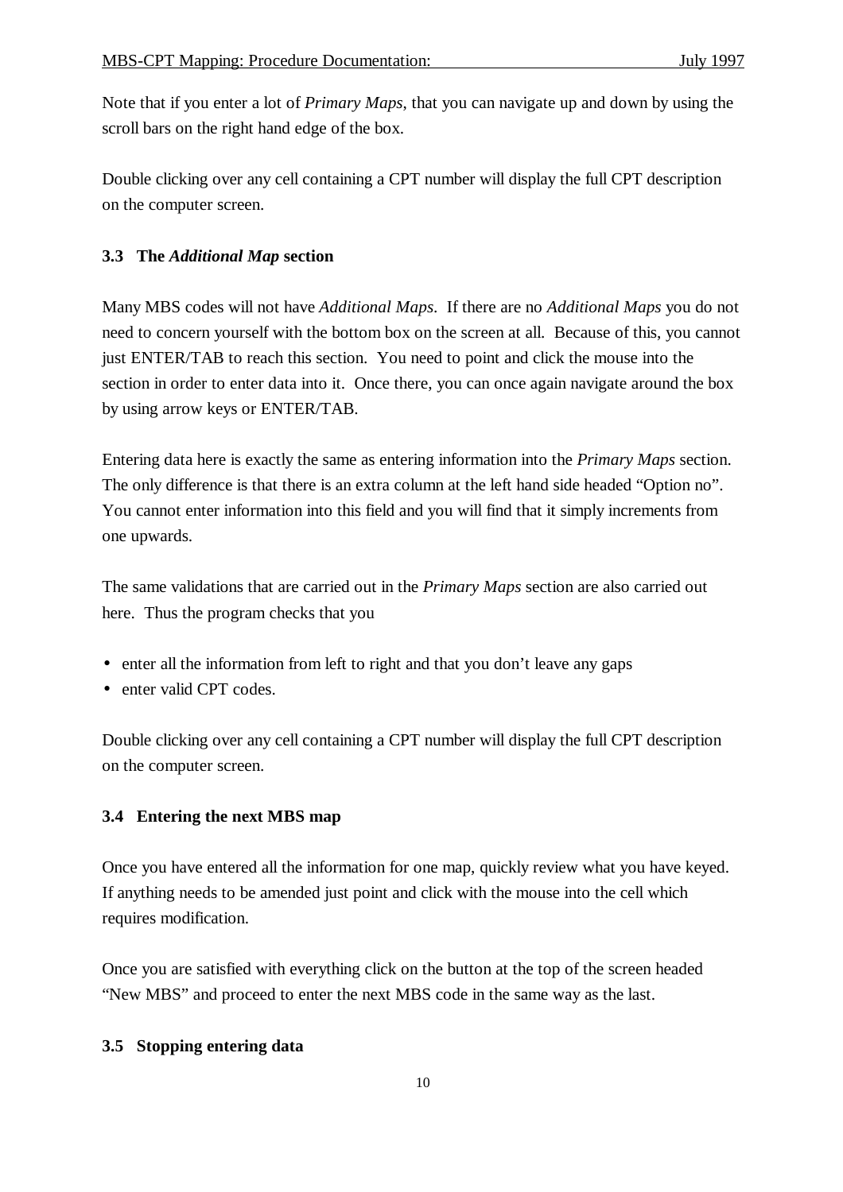Note that if you enter a lot of *Primary Maps*, that you can navigate up and down by using the scroll bars on the right hand edge of the box.

Double clicking over any cell containing a CPT number will display the full CPT description on the computer screen.

### 3.3 The *Additional Map* section

Many MBS codes will not have *Additional Maps*. If there are no *Additional Maps* you do not need to concern yourself with the bottom box on the screen at all. Because of this, you cannot just ENTER/TAB to reach this section. You need to point and click the mouse into the section in order to enter data into it. Once there, you can once again navigate around the box by using arrow keys or ENTER/TAB.

Entering data here is exactly the same as entering information into the *Primary Maps* section. The only difference is that there is an extra column at the left hand side headed "Option no". You cannot enter information into this field and you will find that it simply increments from one upwards.

The same validations that are carried out in the *Primary Maps* section are also carried out here. Thus the program checks that you

- enter all the information from left to right and that you don't leave any gaps
- enter valid CPT codes.

Double clicking over any cell containing a CPT number will display the full CPT description on the computer screen.

### 3.4 Entering the next MBS map

Once you have entered all the information for one map, quickly review what you have keyed. If anything needs to be amended just point and click with the mouse into the cell which requires modification.

Once you are satisfied with everything click on the button at the top of the screen headed "New MBS" and proceed to enter the next MBS code in the same way as the last.

### 3.5 Stopping entering data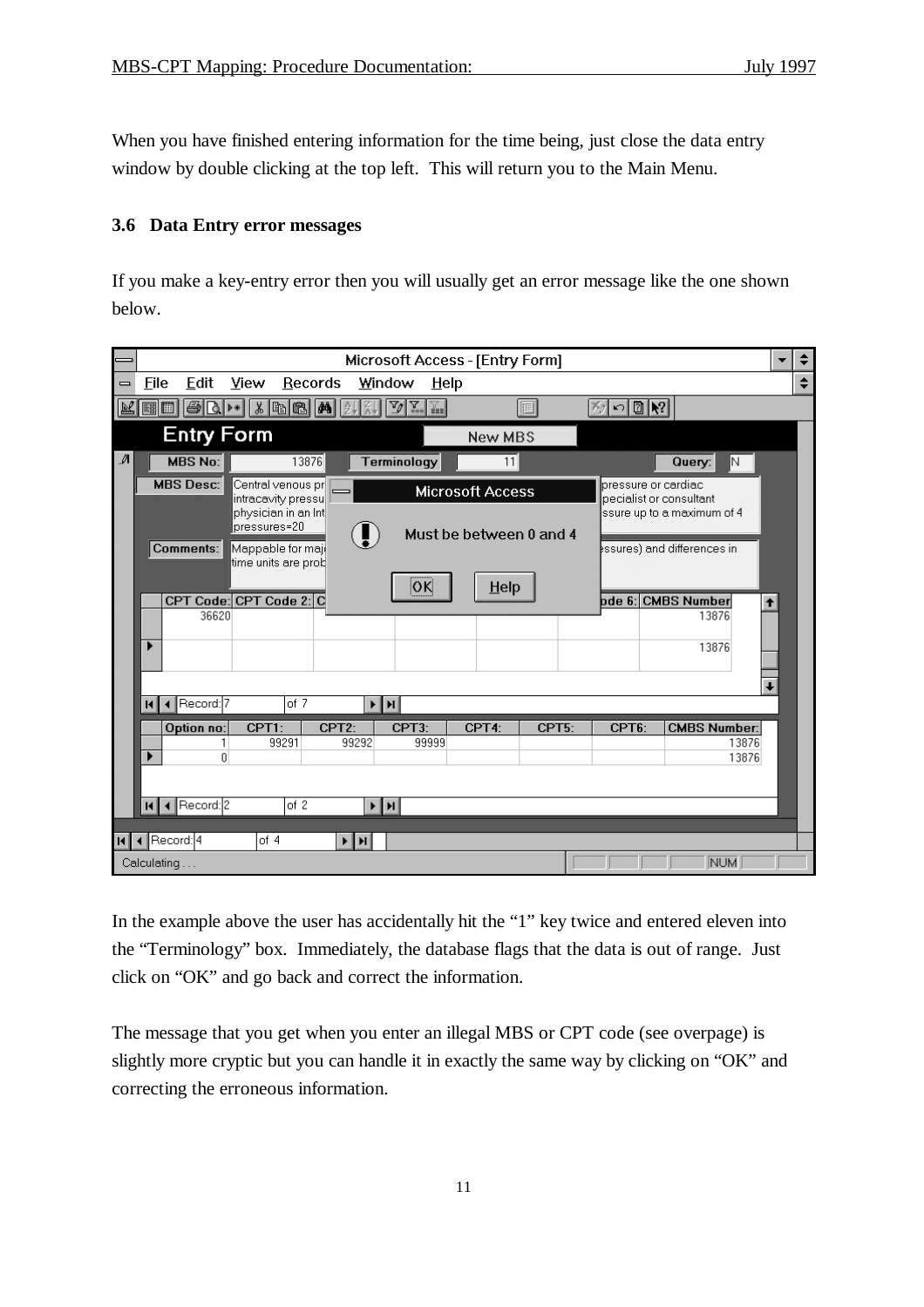When you have finished entering information for the time being, just close the data entry window by double clicking at the top left. This will return you to the Main Menu.

### 3.6 Data Entry error messages

If you make a key-entry error then you will usually get an error message like the one shown below.

In the example above the user has accidentally hit the "1" key twice and entered eleven into the "Terminology" box. Immediately, the database flags that the data is out of range. Just click on "OK" and go back and correct the information.

The message that you get when you enter an illegal MBS or CPT code (see overpage) is slightly more cryptic but you can handle it in exactly the same way by clicking on "OK" and correcting the erroneous information.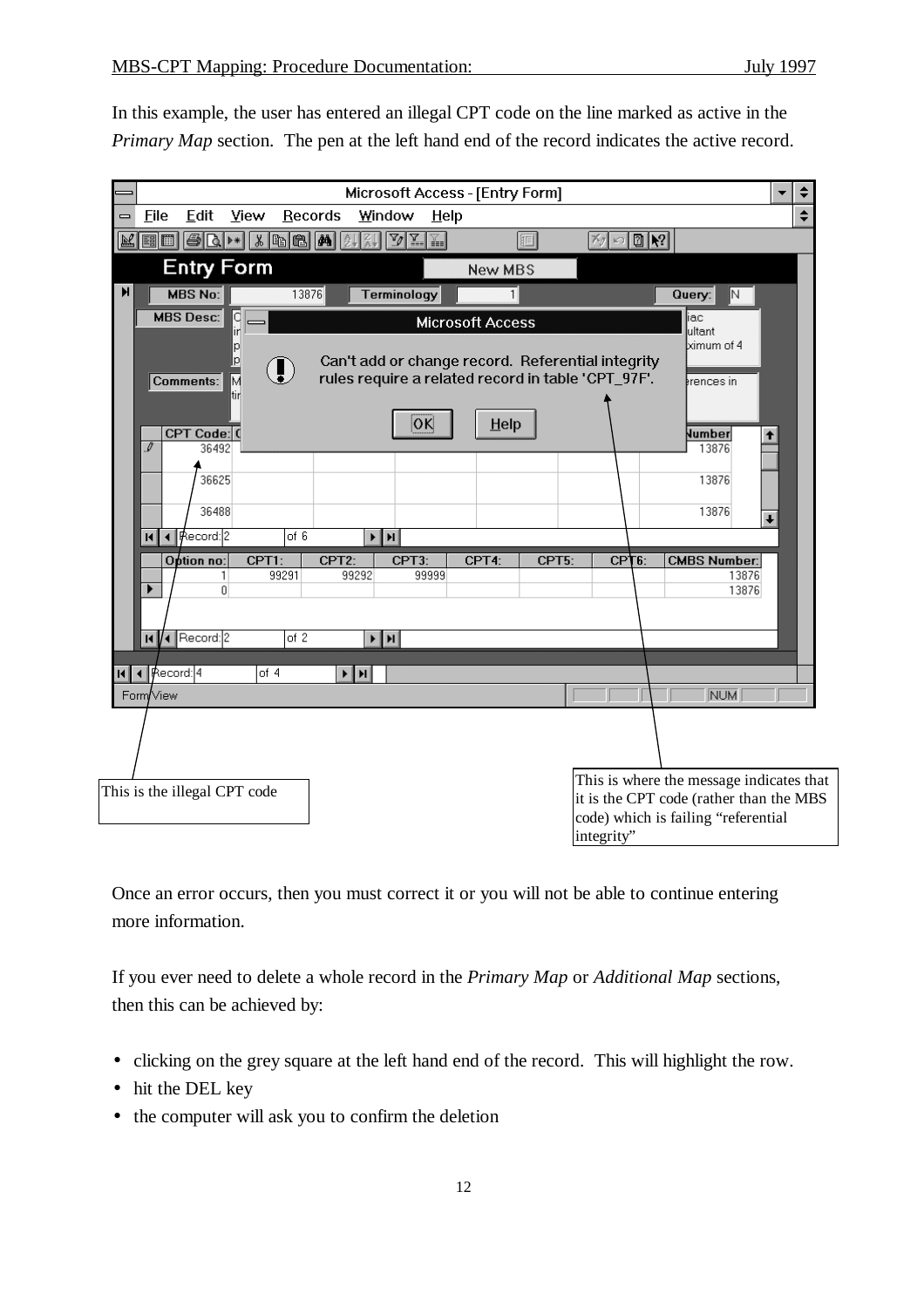In this example, the user has entered an illegal CPT code on the line marked as active in the *Primary Map* section. The pen at the left hand end of the record indicates the active record.

This is the illegal CPT code

This is where the message indicates that it is the CPT code (rather than the MBS code) which is failing "referential integrity"

Once an error occurs, then you must correct it or you will not be able to continue entering more information.

If you ever need to delete a whole record in the *Primary Map* or *Additional Map* sections, then this can be achieved by:

- clicking on the grey square at the left hand end of the record. This will highlight the row.
- hit the DEL key
- the computer will ask you to confirm the deletion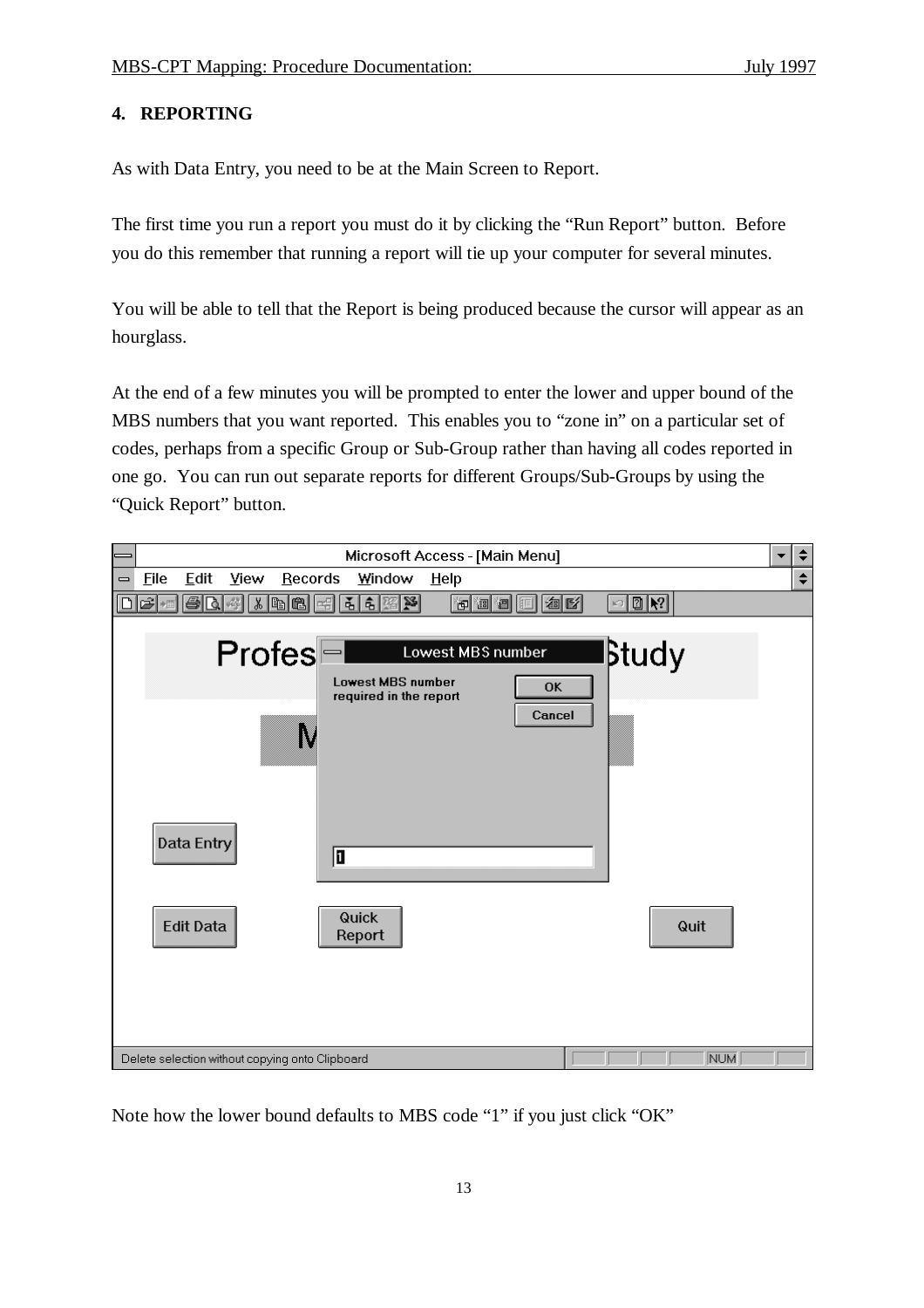## 4. REPORTING

As with Data Entry, you need to be at the Main Screen to Report.

The first time you run a report you must do it by clicking the “Run Report” button. Before you do this remember that running a report will tie up your computer for several minutes.

You will be able to tell that the Report is being produced because the cursor will appear as an hourglass.

At the end of a few minutes you will be prompted to enter the lower and upper bound of the MBS numbers that you want reported. This enables you to “zone in” on a particular set of codes, perhaps from a specific Group or Sub-Group rather than having all codes reported in one go. You can run out separate reports for different Groups/Sub-Groups by using the “Quick Report” button.

Note how the lower bound defaults to MBS code “1” if you just click “OK”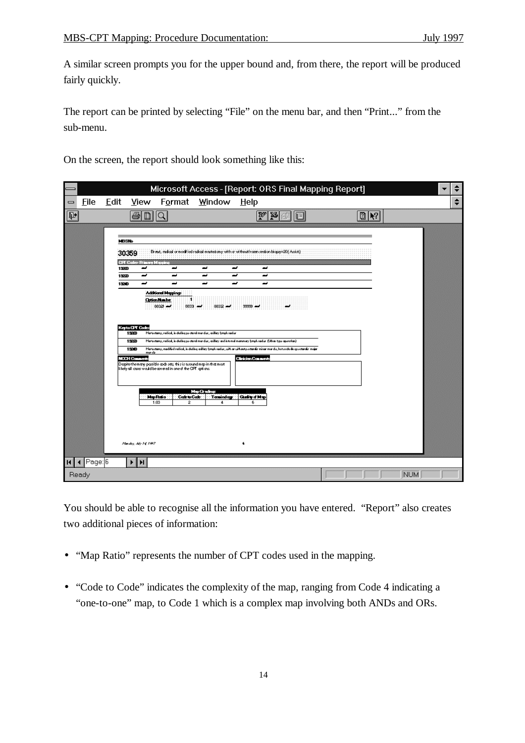A similar screen prompts you for the upper bound and, from there, the report will be produced fairly quickly.

The report can be printed by selecting "File" on the menu bar, and then "Print..." from the sub-menu.

On the screen, the report should look something like this:

You should be able to recognise all the information you have entered. "Report" also creates two additional pieces of information:

- "Map Ratio" represents the number of CPT codes used in the mapping.
- "Code to Code" indicates the complexity of the map, ranging from Code 4 indicating a "one-to-one" map, to Code 1 which is a complex map involving both ANDs and ORs.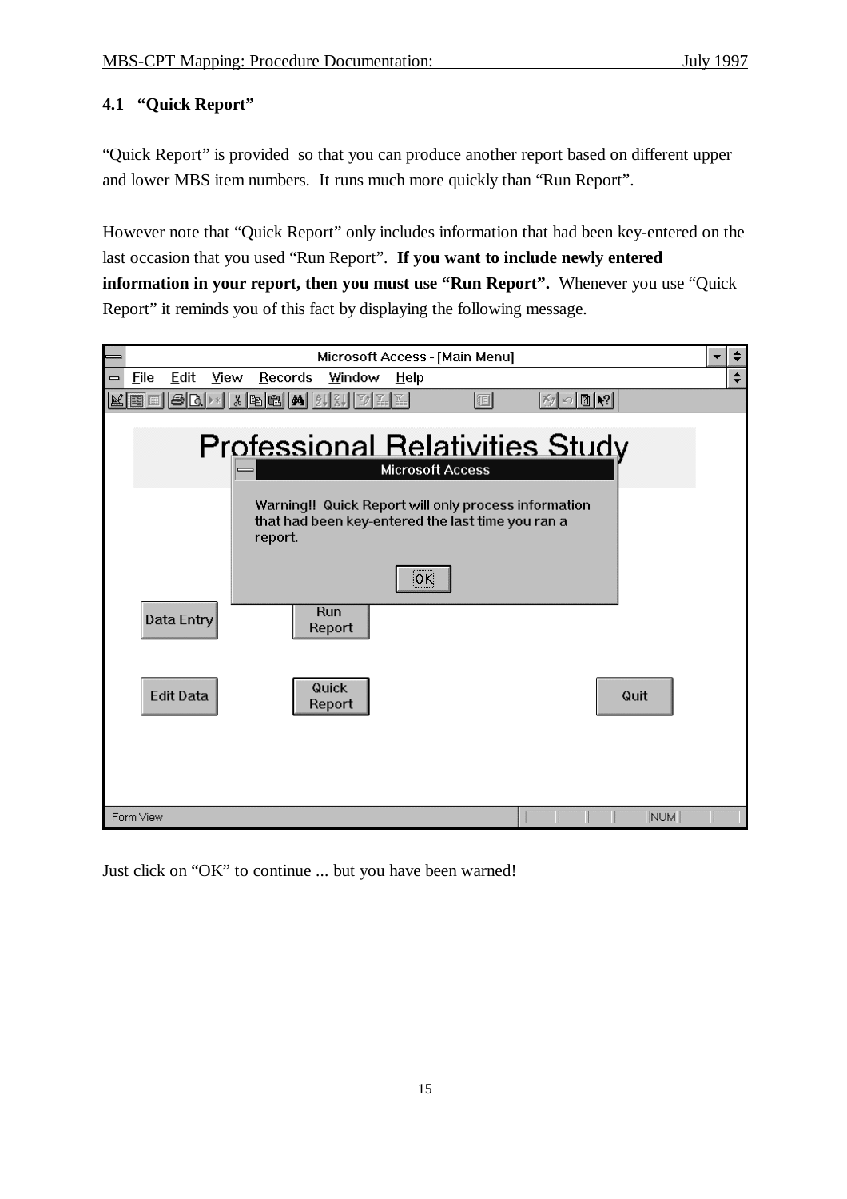### 4.1 "Quick Report"

"Quick Report" is provided so that you can produce another report based on different upper and lower MBS item numbers. It runs much more quickly than "Run Report".

However note that "Quick Report" only includes information that had been key-entered on the last occasion that you used "Run Report". **If you want to include newly entered information in your report, then you must use "Run Report".** Whenever you use "Quick Report" it reminds you of this fact by displaying the following message.

Just click on "OK" to continue ... but you have been warned!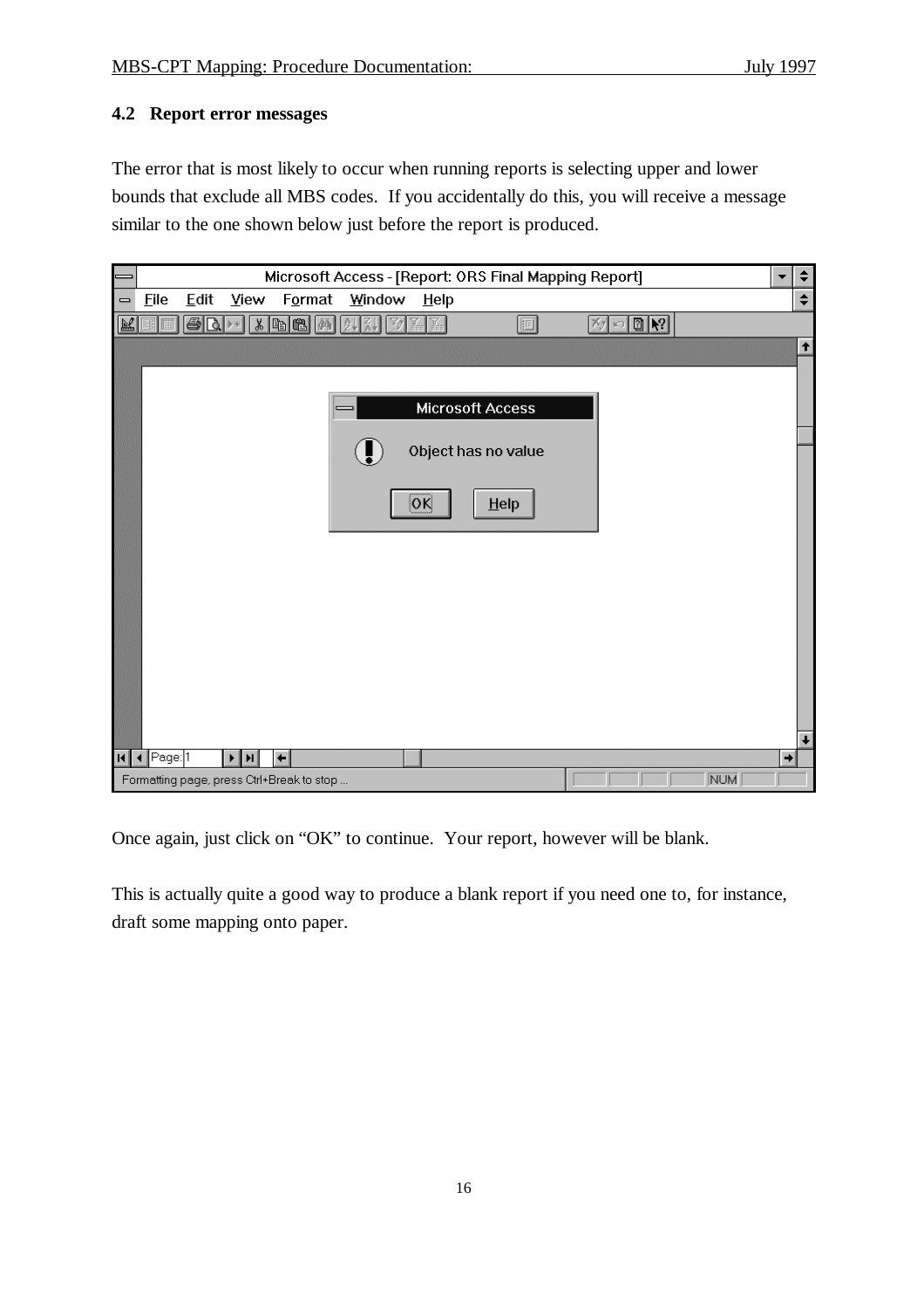## 4.2 Report error messages

The error that is most likely to occur when running reports is selecting upper and lower bounds that exclude all MBS codes. If you accidentally do this, you will receive a message similar to the one shown below just before the report is produced.

Once again, just click on "OK" to continue. Your report, however will be blank.

This is actually quite a good way to produce a blank report if you need one to, for instance, draft some mapping onto paper.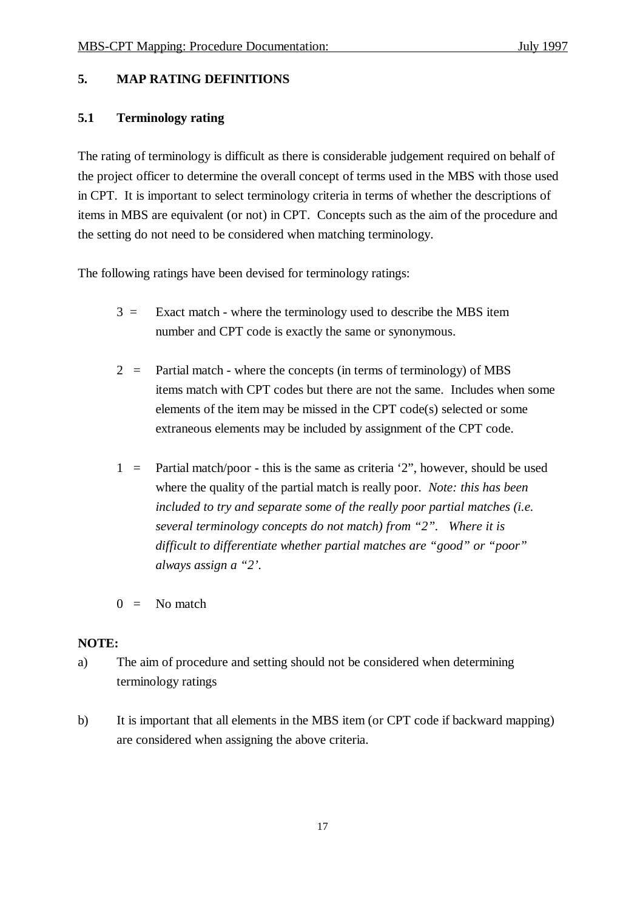## 5. MAP RATING DEFINITIONS

### 5.1 Terminology rating

The rating of terminology is difficult as there is considerable judgement required on behalf of the project officer to determine the overall concept of terms used in the MBS with those used in CPT. It is important to select terminology criteria in terms of whether the descriptions of items in MBS are equivalent (or not) in CPT. Concepts such as the aim of the procedure and the setting do not need to be considered when matching terminology.

The following ratings have been devised for terminology ratings:

3 = Exact match - where the terminology used to describe the MBS item number and CPT code is exactly the same or synonymous.

2 = Partial match - where the concepts (in terms of terminology) of MBS items match with CPT codes but there are not the same. Includes when some elements of the item may be missed in the CPT code(s) selected or some extraneous elements may be included by assignment of the CPT code.

1 = Partial match/poor - this is the same as criteria '2", however, should be used where the quality of the partial match is really poor. *Note: this has been included to try and separate some of the really poor partial matches (i.e. several terminology concepts do not match) from "2". Where it is difficult to differentiate whether partial matches are "good" or "poor" always assign a "2'.*

0 = No match

**NOTE:**

a) The aim of procedure and setting should not be considered when determining terminology ratings

b) It is important that all elements in the MBS item (or CPT code if backward mapping) are considered when assigning the above criteria.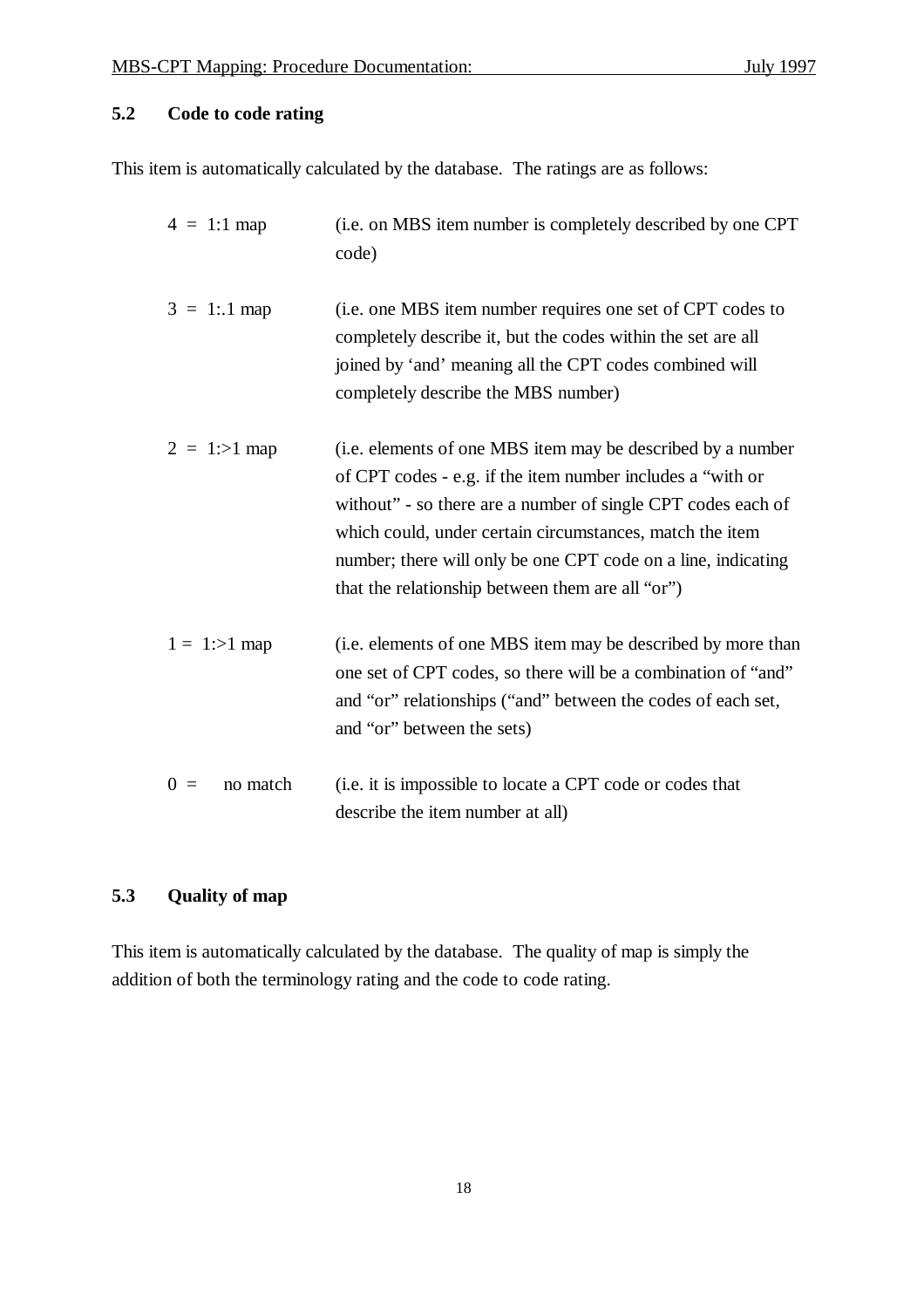### 5.2 Code to code rating

This item is automatically calculated by the database. The ratings are as follows:

| | |
|---|---|
| 4 = 1:1 map | (i.e. on MBS item number is completely described by one CPT code) |
| 3 = 1:.1 map | (i.e. one MBS item number requires one set of CPT codes to completely describe it, but the codes within the set are all joined by 'and' meaning all the CPT codes combined will completely describe the MBS number) |
| 2 = 1:>1 map | (i.e. elements of one MBS item may be described by a number of CPT codes - e.g. if the item number includes a "with or without" - so there are a number of single CPT codes each of which could, under certain circumstances, match the item number; there will only be one CPT code on a line, indicating that the relationship between them are all "or") |
| 1 = 1:>1 map | (i.e. elements of one MBS item may be described by more than one set of CPT codes, so there will be a combination of "and" and "or" relationships ("and" between the codes of each set, and "or" between the sets) |
| 0 = no match | (i.e. it is impossible to locate a CPT code or codes that describe the item number at all) |

### 5.3 Quality of map

This item is automatically calculated by the database. The quality of map is simply the addition of both the terminology rating and the code to code rating.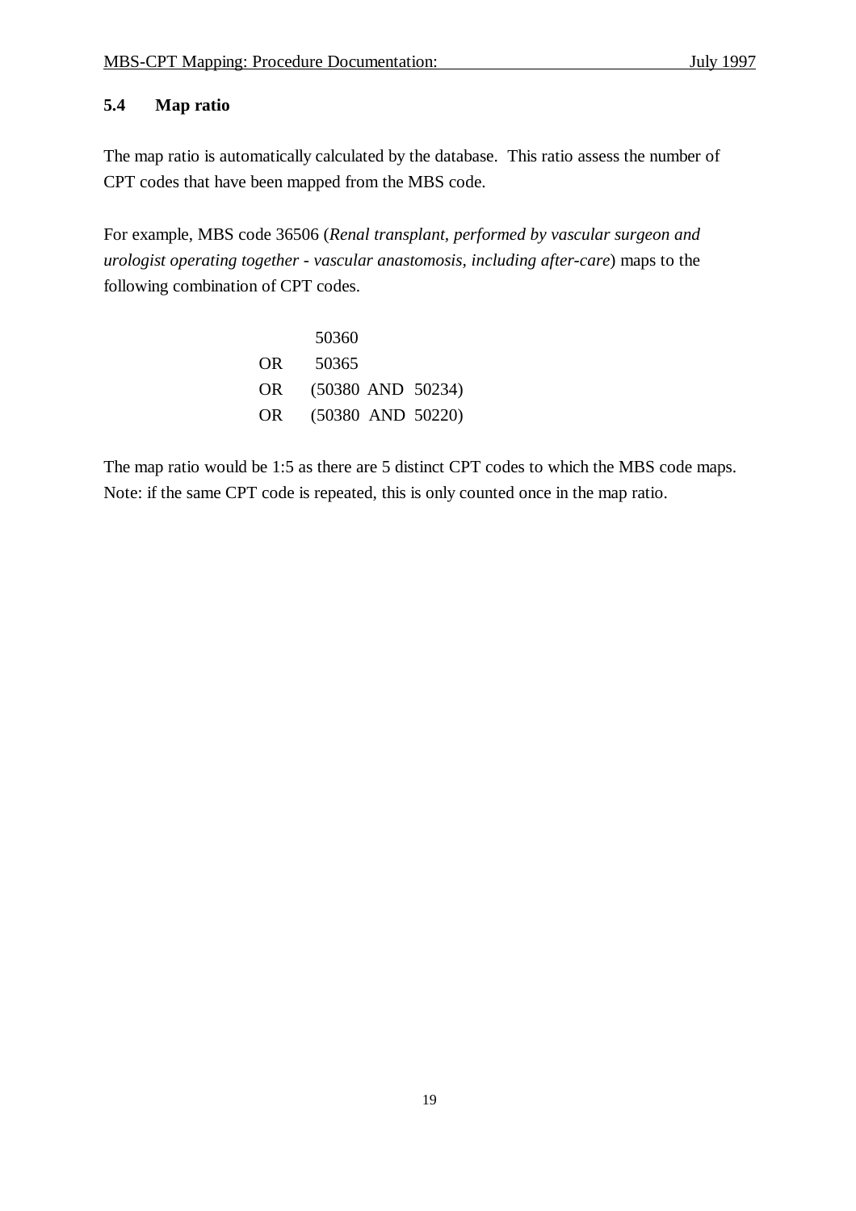### 5.4 Map ratio

The map ratio is automatically calculated by the database. This ratio assess the number of CPT codes that have been mapped from the MBS code.

For example, MBS code 36506 (*Renal transplant, performed by vascular surgeon and urologist operating together - vascular anastomosis, including after-care*) maps to the following combination of CPT codes.

```
       50360
OR     50365
OR     (50380  AND  50234)
OR     (50380  AND  50220)
```

The map ratio would be 1:5 as there are 5 distinct CPT codes to which the MBS code maps. Note: if the same CPT code is repeated, this is only counted once in the map ratio.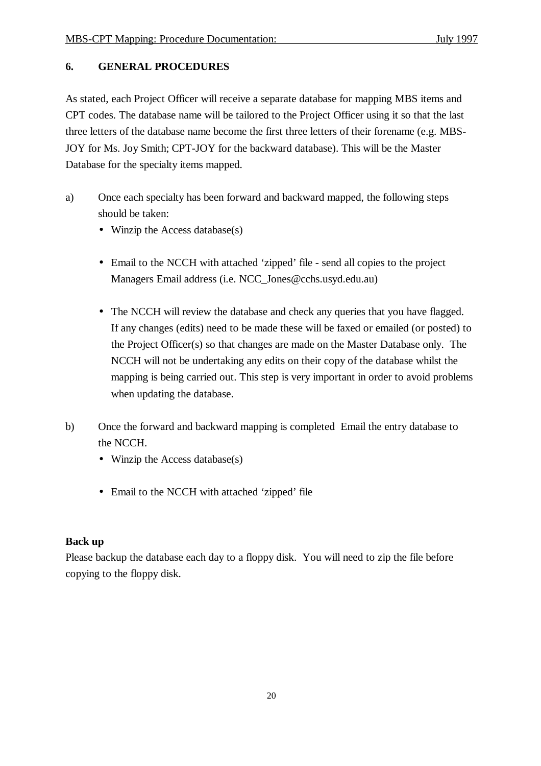## 6. GENERAL PROCEDURES

As stated, each Project Officer will receive a separate database for mapping MBS items and CPT codes. The database name will be tailored to the Project Officer using it so that the last three letters of the database name become the first three letters of their forename (e.g. MBS-JOY for Ms. Joy Smith; CPT-JOY for the backward database). This will be the Master Database for the specialty items mapped.

a) Once each specialty has been forward and backward mapped, the following steps should be taken:

- Winzip the Access database(s)
- Email to the NCCH with attached 'zipped' file - send all copies to the project Managers Email address (i.e. NCC_Jones@cchs.usyd.edu.au)
- The NCCH will review the database and check any queries that you have flagged. If any changes (edits) need to be made these will be faxed or emailed (or posted) to the Project Officer(s) so that changes are made on the Master Database only. The NCCH will not be undertaking any edits on their copy of the database whilst the mapping is being carried out. This step is very important in order to avoid problems when updating the database.

b) Once the forward and backward mapping is completed Email the entry database to the NCCH.

- Winzip the Access database(s)
- Email to the NCCH with attached 'zipped' file

**Back up**

Please backup the database each day to a floppy disk. You will need to zip the file before copying to the floppy disk.